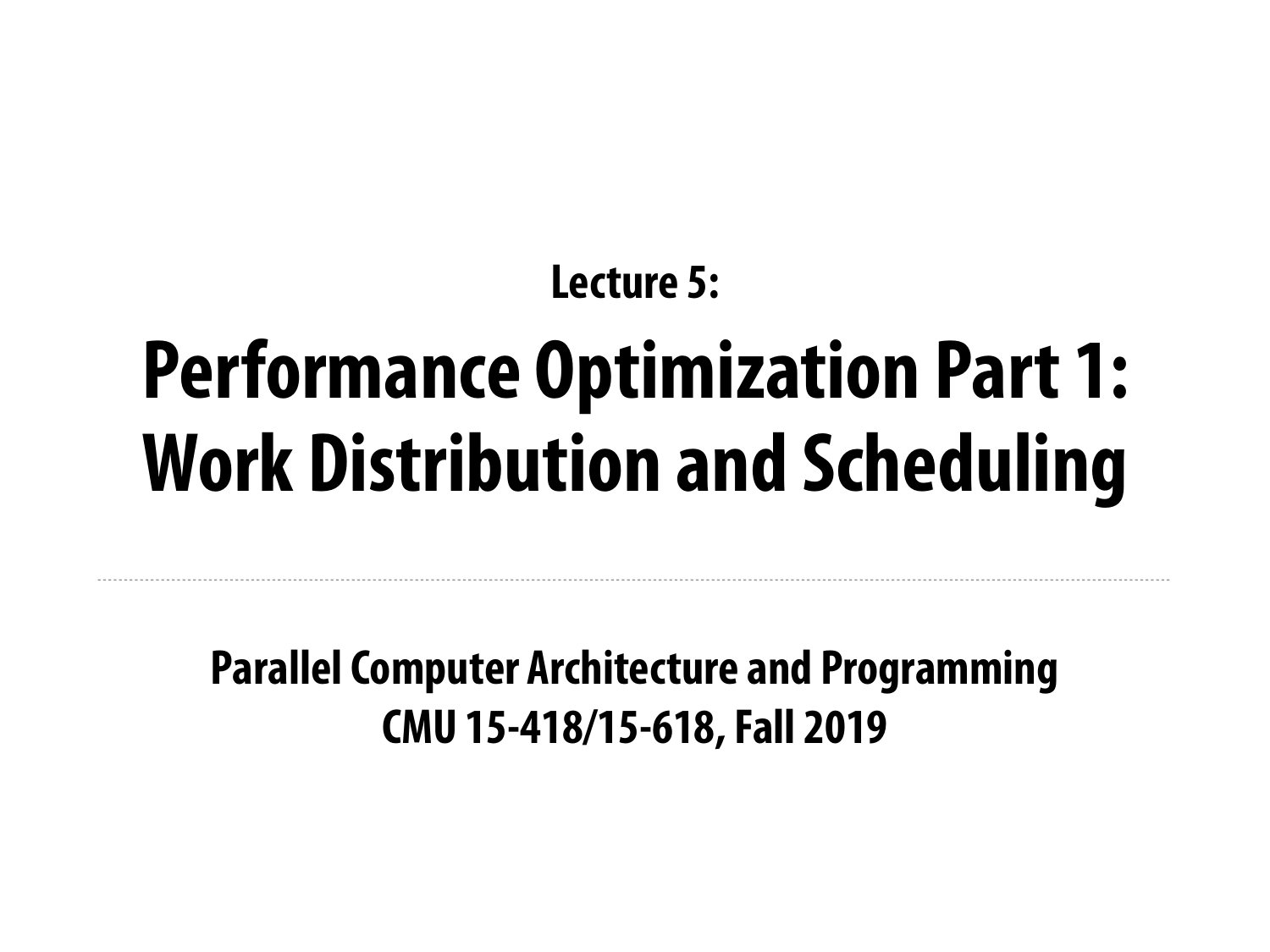Lecture 5:

# Performance Optimization Part 1: Work Distribution and Scheduling

---

**Parallel Computer Architecture and Programming**
**CMU 15-418/15-618, Fall 2019**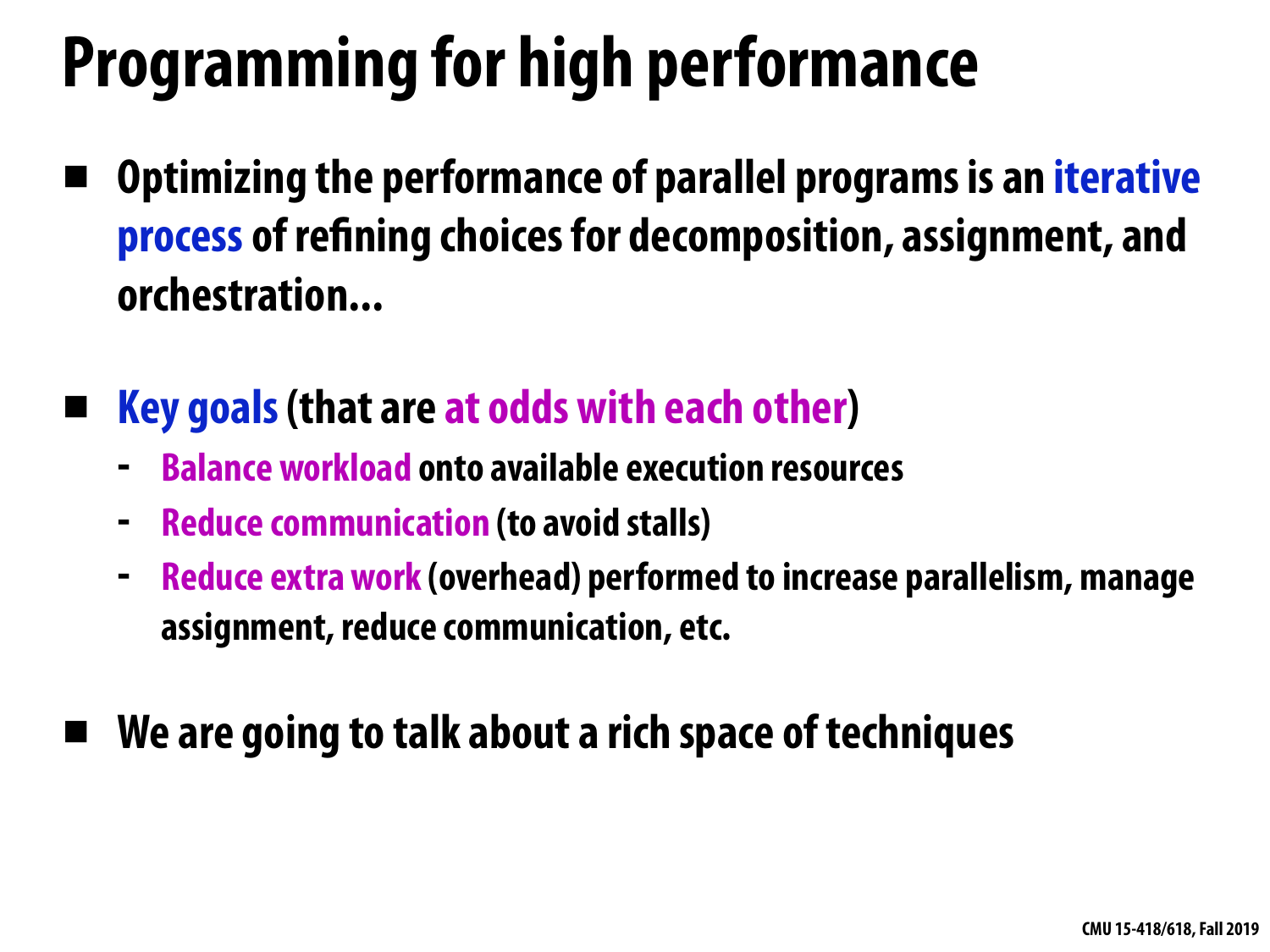# Programming for high performance

- Optimizing the performance of parallel programs is an **iterative process** of refining choices for decomposition, assignment, and orchestration...

- **Key goals** (that are **at odds with each other**)
  - **Balance workload** onto available execution resources
  - **Reduce communication** (to avoid stalls)
  - **Reduce extra work** (overhead) performed to increase parallelism, manage assignment, reduce communication, etc.

- We are going to talk about a rich space of techniques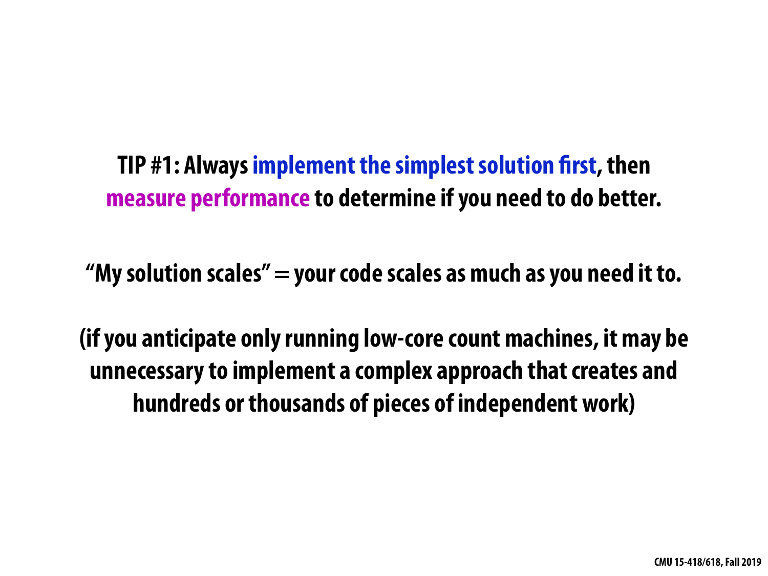**TIP #1: Always implement the simplest solution first, then measure performance to determine if you need to do better.**

**"My solution scales" = your code scales as much as you need it to.**

**(if you anticipate only running low-core count machines, it may be unnecessary to implement a complex approach that creates and hundreds or thousands of pieces of independent work)**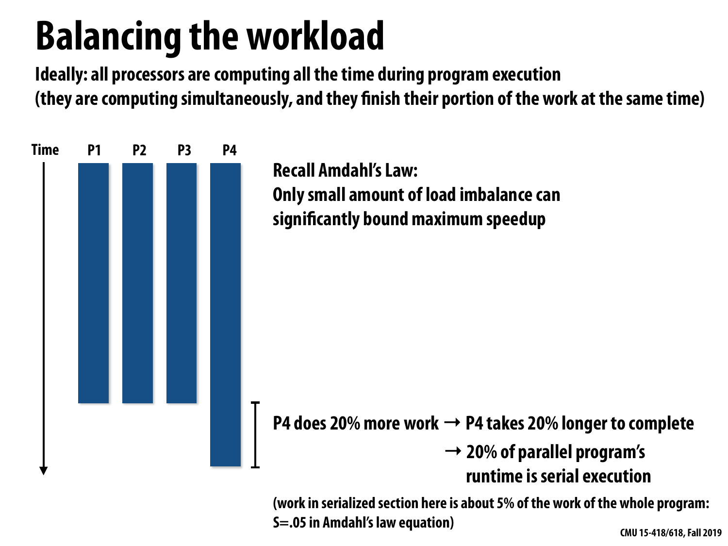# Balancing the workload

**Ideally: all processors are computing all the time during program execution (they are computing simultaneously, and they finish their portion of the work at the same time)**

Time

P1 P2 P3 P4

**Recall Amdahl's Law:**
**Only small amount of load imbalance can significantly bound maximum speedup**

**P4 does 20% more work → P4 takes 20% longer to complete**
**→ 20% of parallel program's runtime is serial execution**

**(work in serialized section here is about 5% of the work of the whole program: S=.05 in Amdahl's law equation)**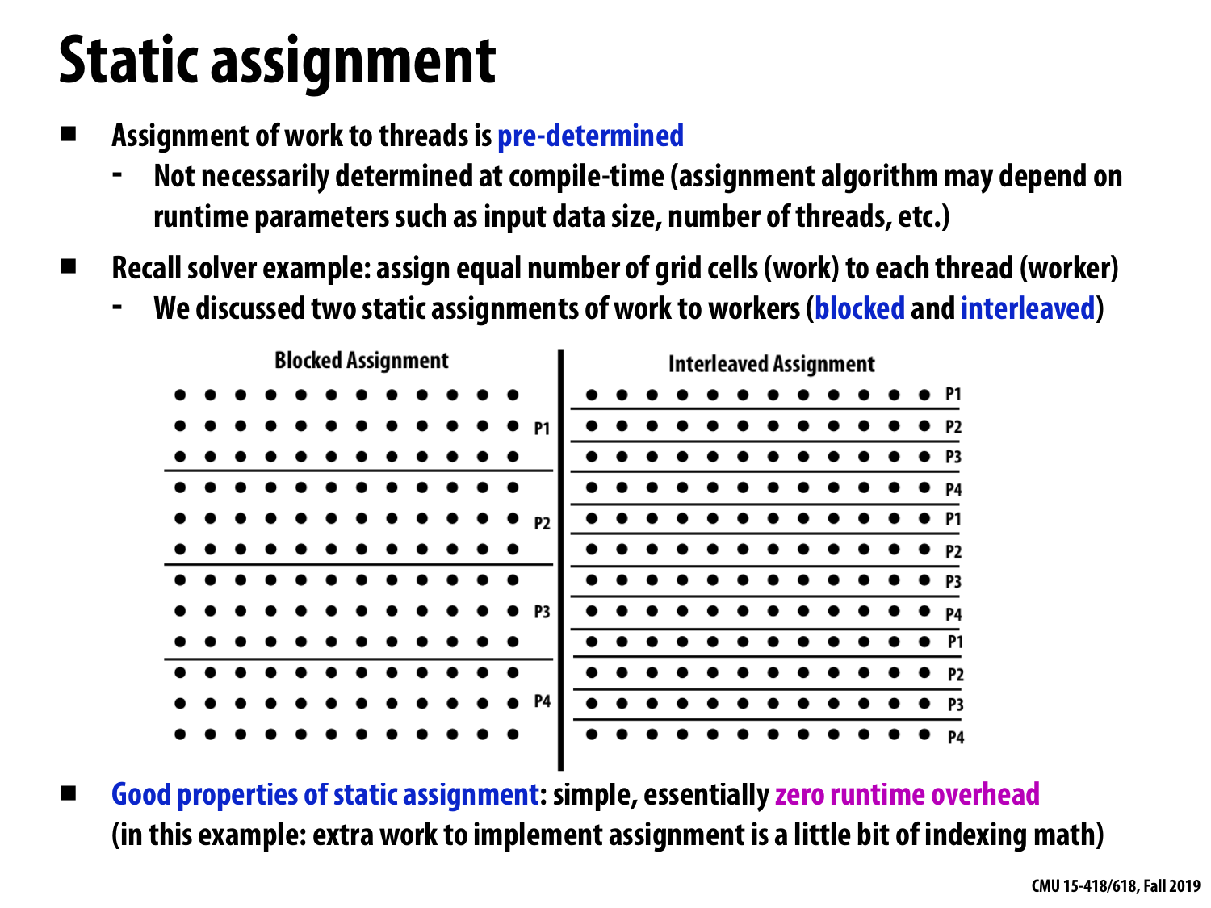# Static assignment

- **Assignment of work to threads is pre-determined**
  - **Not necessarily determined at compile-time (assignment algorithm may depend on runtime parameters such as input data size, number of threads, etc.)**
- **Recall solver example: assign equal number of grid cells (work) to each thread (worker)**
  - **We discussed two static assignments of work to workers (blocked and interleaved)**

**Blocked Assignment**

P1

P2

P3

P4

**Interleaved Assignment**

P1

P2

P3

P4

P1

P2

P3

P4

P1

P2

P3

P4

- **Good properties of static assignment: simple, essentially zero runtime overhead (in this example: extra work to implement assignment is a little bit of indexing math)**

CMU 15-418/618, Fall 2019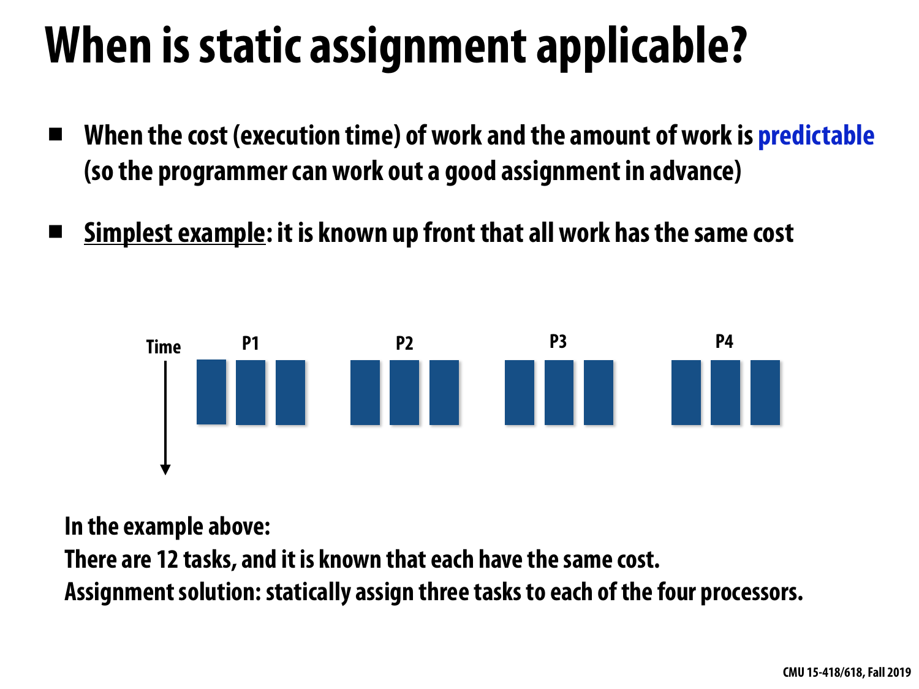# When is static assignment applicable?

- When the cost (execution time) of work and the amount of work is **predictable** (so the programmer can work out a good assignment in advance)
- <u>Simplest example</u>: it is known up front that all work has the same cost

Time

P1

P2

P3

P4

**In the example above:**

**There are 12 tasks, and it is known that each have the same cost.**

**Assignment solution: statically assign three tasks to each of the four processors.**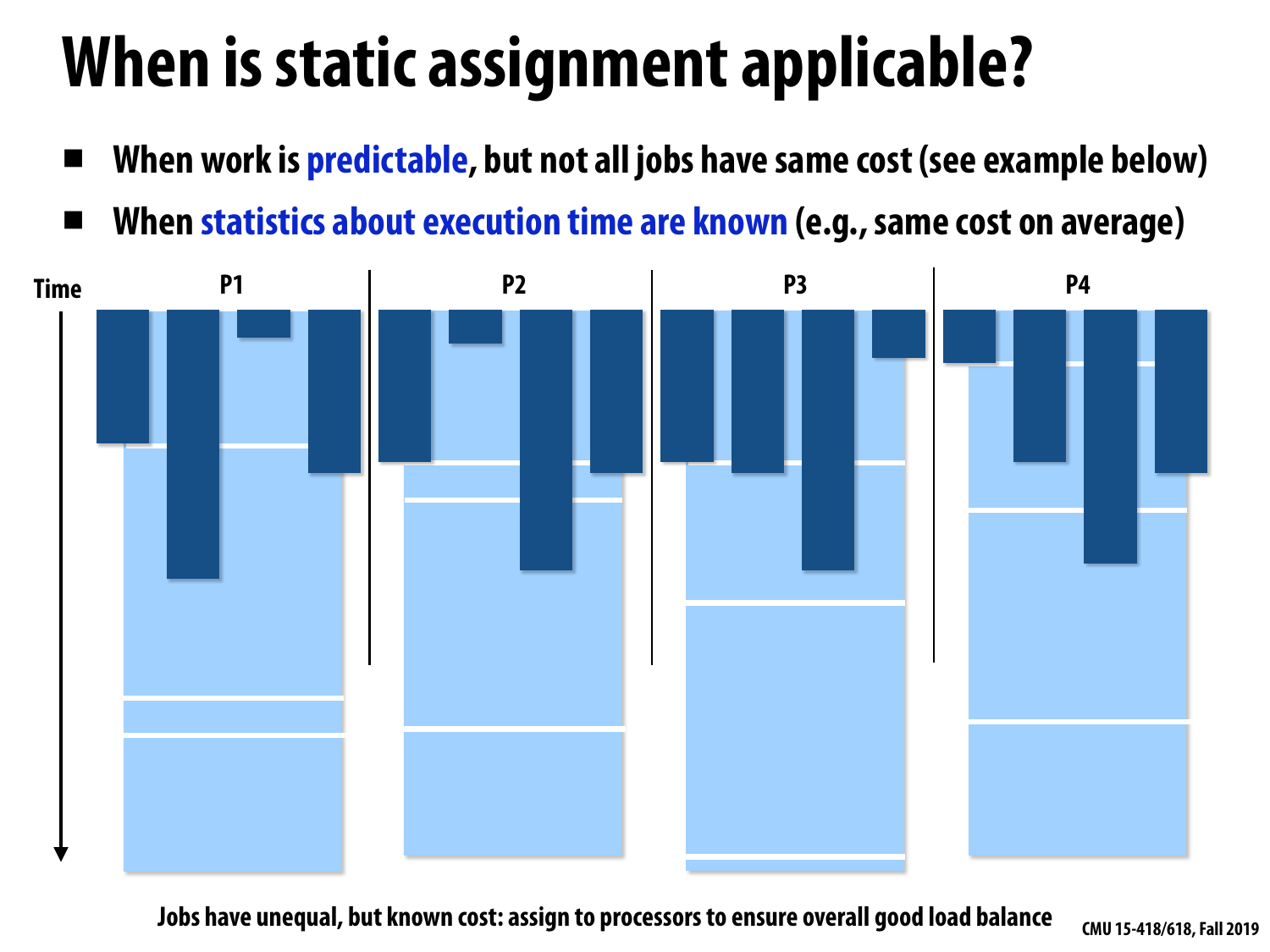# When is static assignment applicable?

- When work is predictable, but not all jobs have same cost (see example below)
- When statistics about execution time are known (e.g., same cost on average)

Time

P1

P2

P3

P4

Jobs have unequal, but known cost: assign to processors to ensure overall good load balance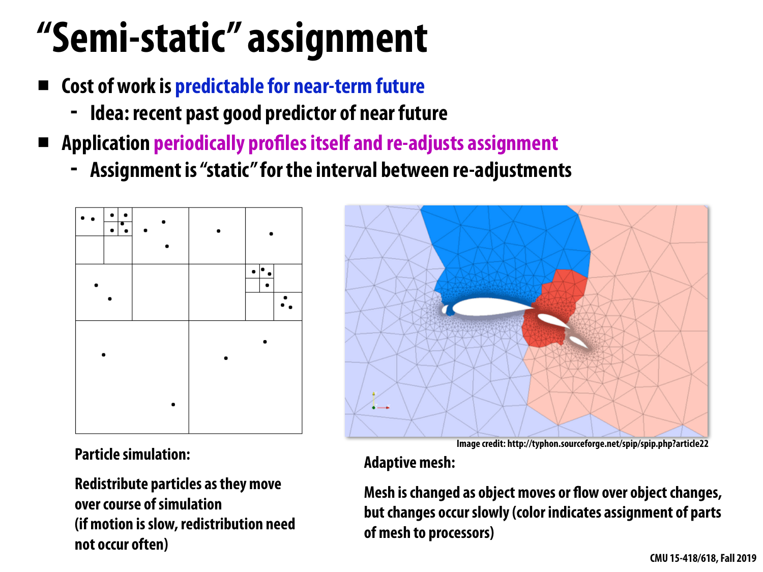# "Semi-static" assignment

- Cost of work is **predictable for near-term future**
  - Idea: recent past good predictor of near future
- Application **periodically profiles itself and re-adjusts assignment**
  - Assignment is "static" for the interval between re-adjustments

Image credit: http://typhon.sourceforge.net/spip/spip.php?article22

**Particle simulation:**

Redistribute particles as they move over course of simulation (if motion is slow, redistribution need not occur often)

**Adaptive mesh:**

Mesh is changed as object moves or flow over object changes, but changes occur slowly (color indicates assignment of parts of mesh to processors)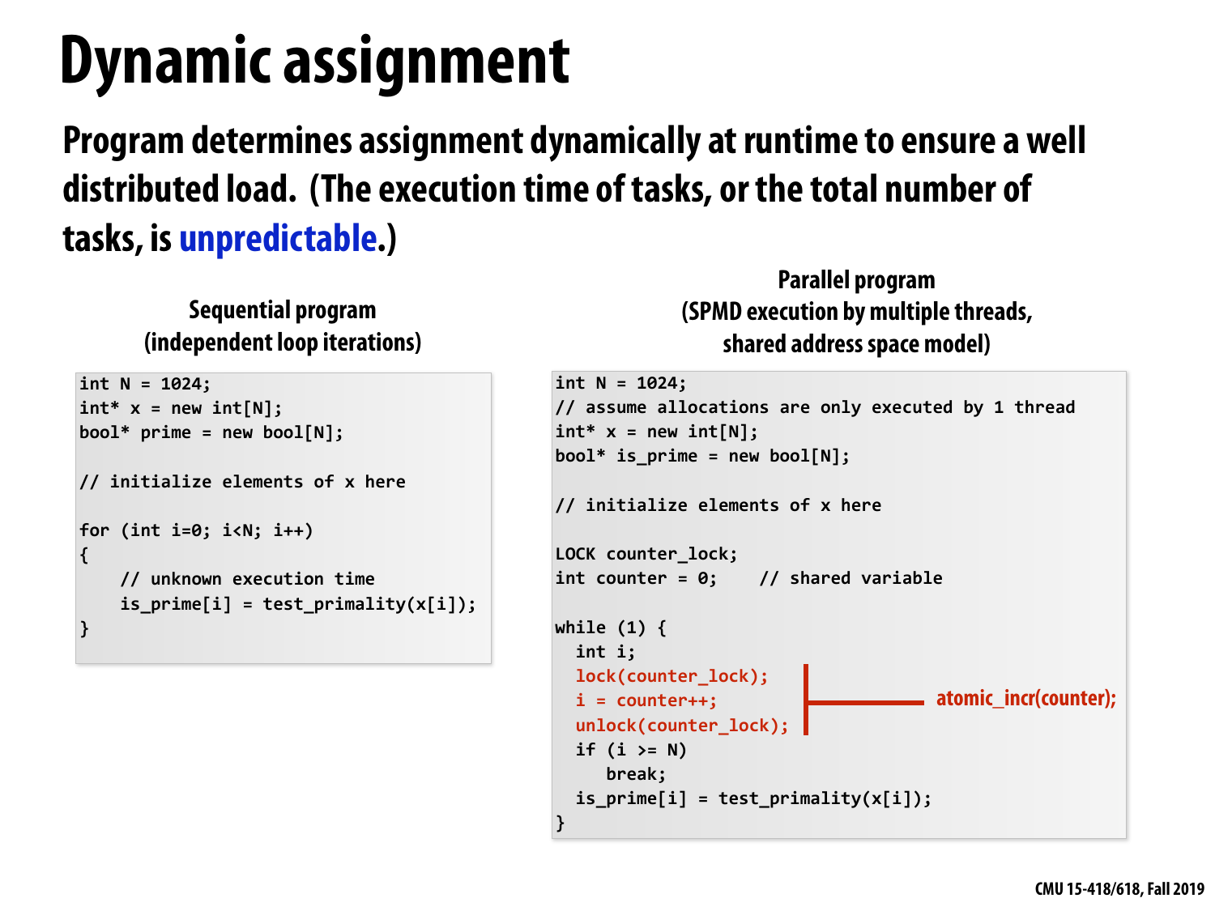# Dynamic assignment

**Program determines assignment dynamically at runtime to ensure a well distributed load. (The execution time of tasks, or the total number of tasks, is unpredictable.)**

**Sequential program (independent loop iterations)**

```
int N = 1024;
int* x = new int[N];
bool* prime = new bool[N];

// initialize elements of x here

for (int i=0; i<N; i++)
{
    // unknown execution time
    is_prime[i] = test_primality(x[i]);
}
```

**Parallel program (SPMD execution by multiple threads, shared address space model)**

```
int N = 1024;
// assume allocations are only executed by 1 thread
int* x = new int[N];
bool* is_prime = new bool[N];

// initialize elements of x here

LOCK counter_lock;
int counter = 0;    // shared variable

while (1) {
  int i;
  lock(counter_lock);
  i = counter++;
  unlock(counter_lock);
  if (i >= N)
     break;
  is_prime[i] = test_primality(x[i]);
}
```

atomic_incr(counter);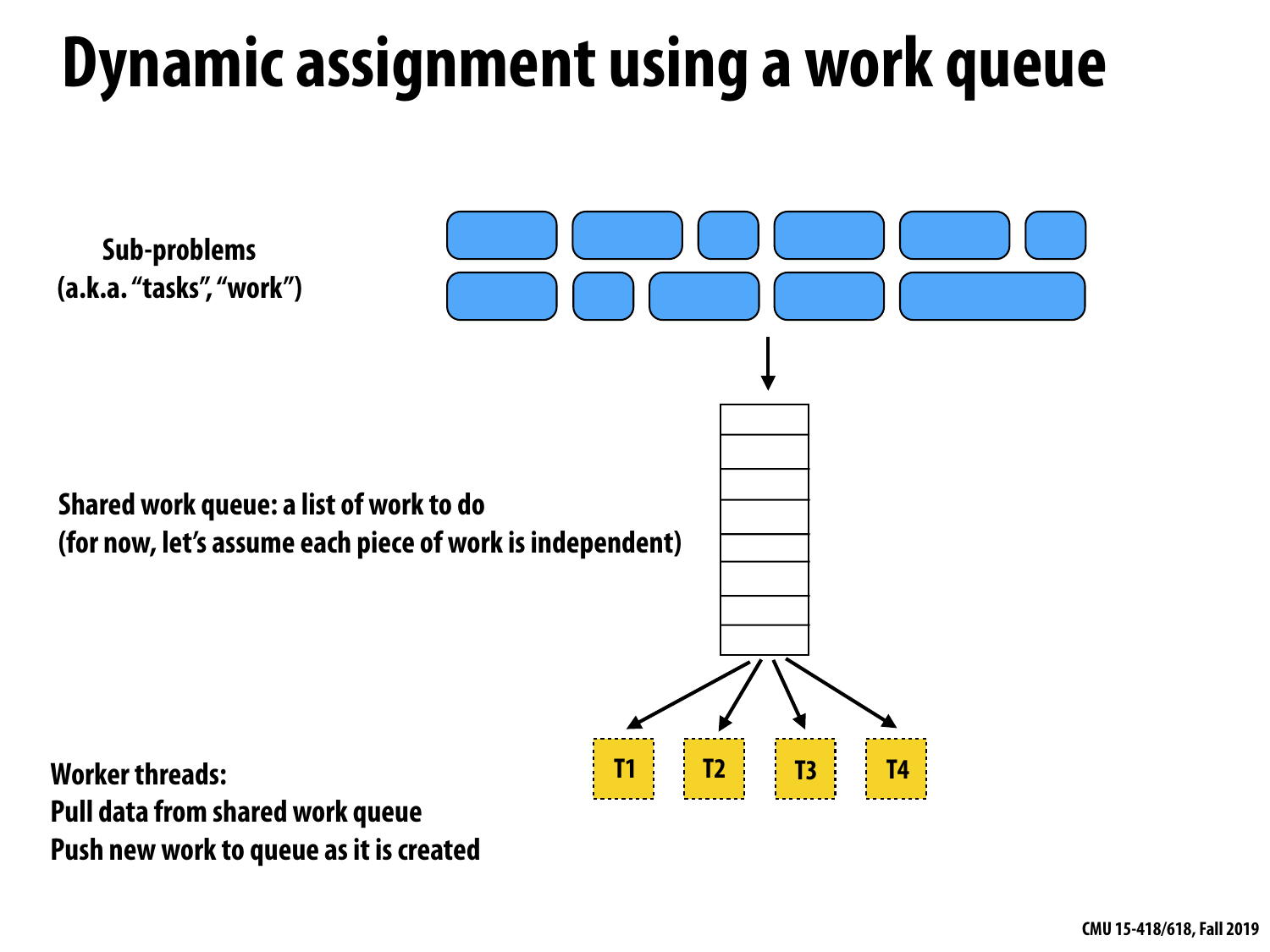# Dynamic assignment using a work queue

**Sub-problems**
**(a.k.a. "tasks", "work")**

**Shared work queue: a list of work to do**
**(for now, let's assume each piece of work is independent)**

**Worker threads:**
**Pull data from shared work queue**
**Push new work to queue as it is created**

T1 T2 T3 T4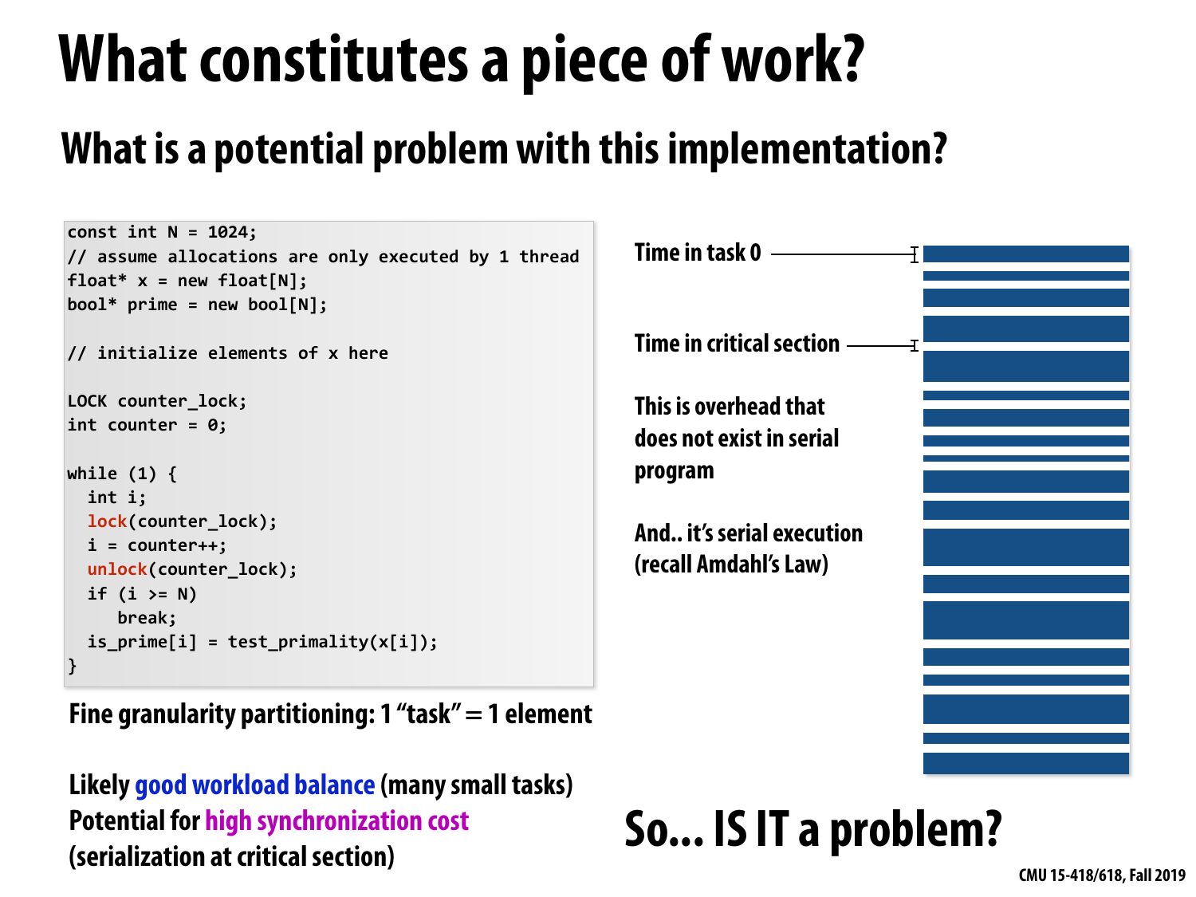# What constitutes a piece of work?

## What is a potential problem with this implementation?

```
const int N = 1024;
// assume allocations are only executed by 1 thread
float* x = new float[N];
bool* prime = new bool[N];

// initialize elements of x here

LOCK counter_lock;
int counter = 0;

while (1) {
  int i;
  lock(counter_lock);
  i = counter++;
  unlock(counter_lock);
  if (i >= N)
     break;
  is_prime[i] = test_primality(x[i]);
}
```

**Fine granularity partitioning: 1 "task" = 1 element**

**Likely good workload balance (many small tasks)**
**Potential for high synchronization cost**
**(serialization at critical section)**

**Time in task 0**

**Time in critical section**

**This is overhead that does not exist in serial program**

**And.. it's serial execution (recall Amdahl's Law)**

**So... IS IT a problem?**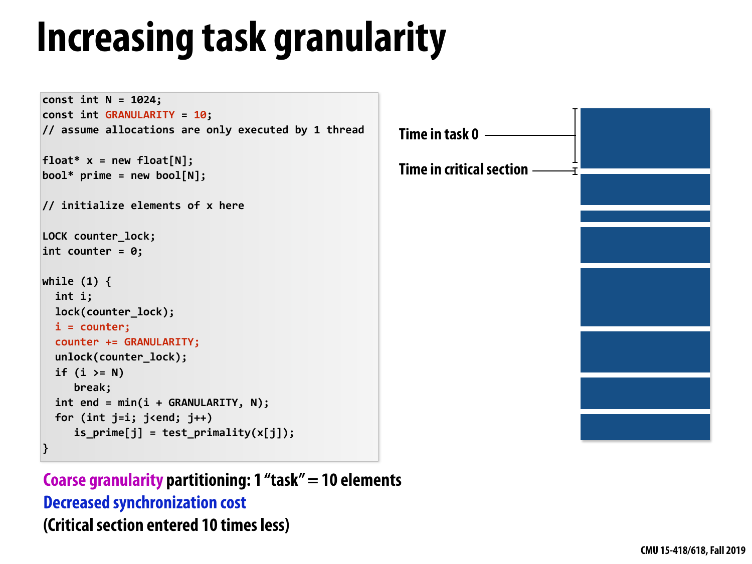# Increasing task granularity

```
const int N = 1024;
const int GRANULARITY = 10;
// assume allocations are only executed by 1 thread

float* x = new float[N];
bool* prime = new bool[N];

// initialize elements of x here

LOCK counter_lock;
int counter = 0;

while (1) {
  int i;
  lock(counter_lock);
  i = counter;
  counter += GRANULARITY;
  unlock(counter_lock);
  if (i >= N)
     break;
  int end = min(i + GRANULARITY, N);
  for (int j=i; j<end; j++)
     is_prime[j] = test_primality(x[j]);
}
```

Time in task 0

Time in critical section

**Coarse granularity partitioning: 1 "task" = 10 elements**

**Decreased synchronization cost**

**(Critical section entered 10 times less)**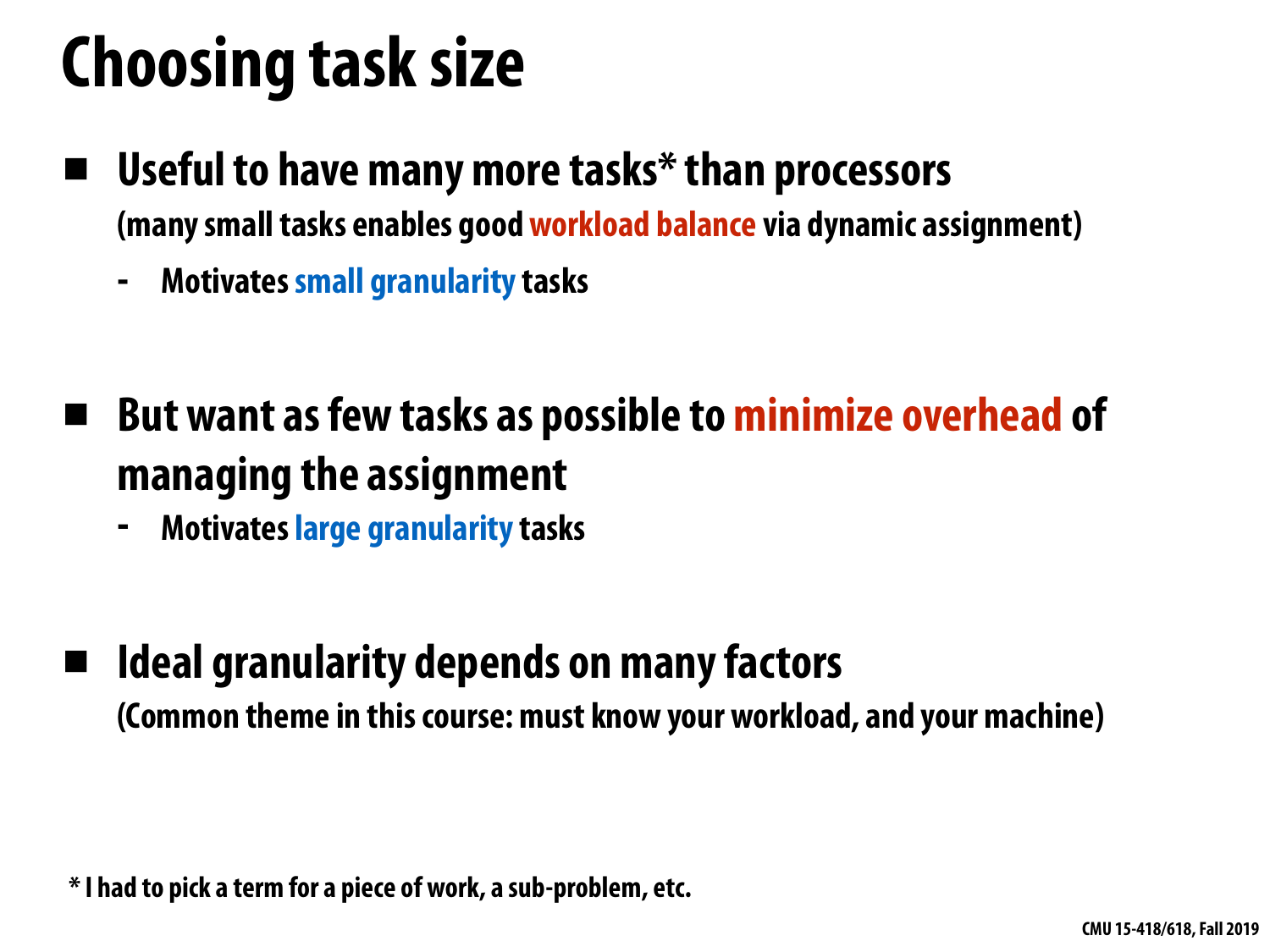# Choosing task size

- **Useful to have many more tasks* than processors**
  **(many small tasks enables good workload balance via dynamic assignment)**
  - **Motivates small granularity tasks**

- **But want as few tasks as possible to minimize overhead of managing the assignment**
  - **Motivates large granularity tasks**

- **Ideal granularity depends on many factors**
  **(Common theme in this course: must know your workload, and your machine)**

**\* I had to pick a term for a piece of work, a sub-problem, etc.**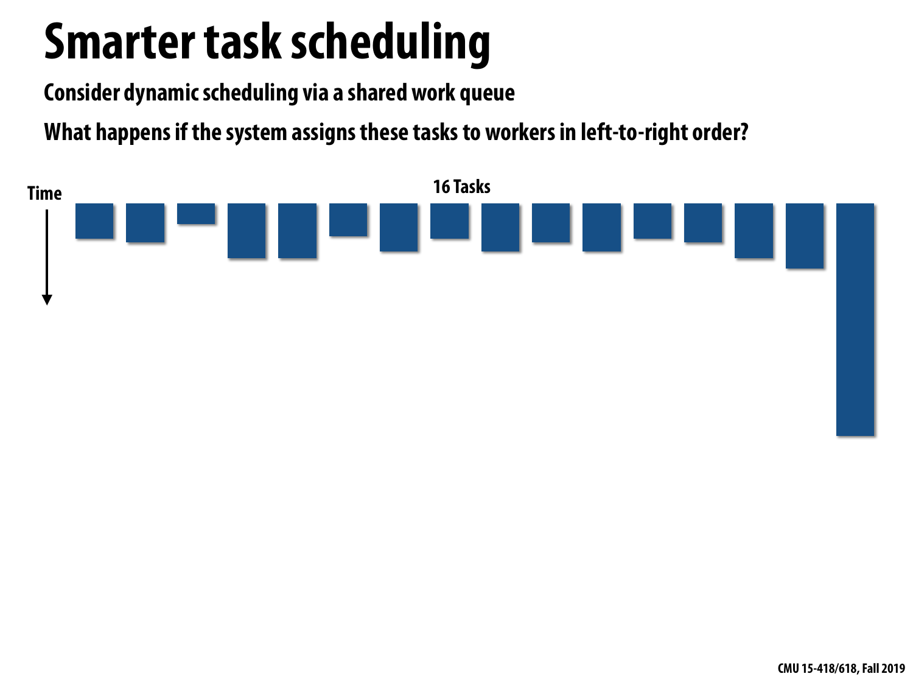# Smarter task scheduling

**Consider dynamic scheduling via a shared work queue**

**What happens if the system assigns these tasks to workers in left-to-right order?**

16 Tasks

Time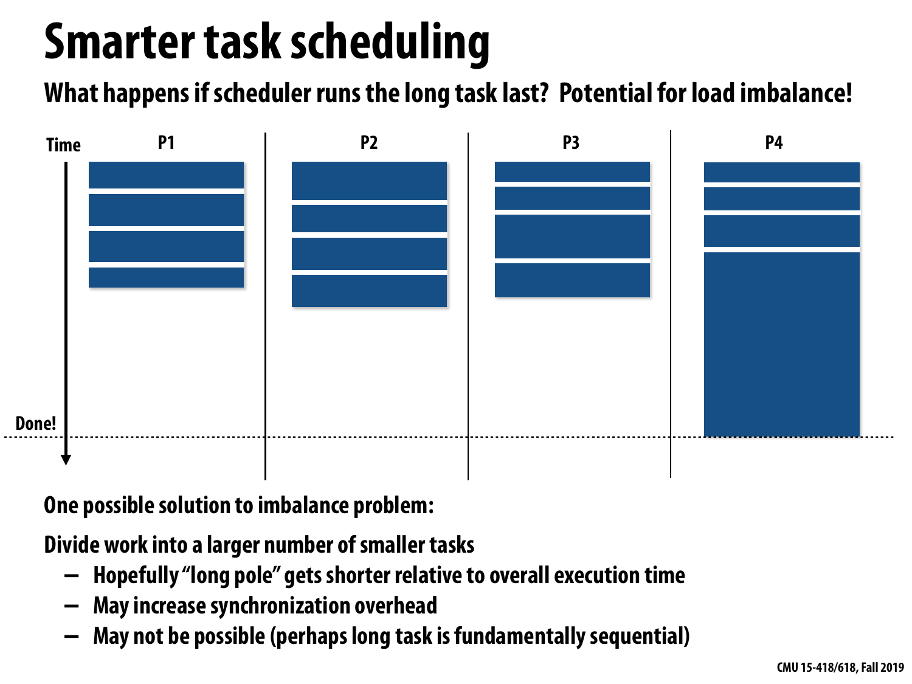# Smarter task scheduling

**What happens if scheduler runs the long task last? Potential for load imbalance!**

Time

P1 P2 P3 P4

Done!

**One possible solution to imbalance problem:**

**Divide work into a larger number of smaller tasks**

- Hopefully "long pole" gets shorter relative to overall execution time
- May increase synchronization overhead
- May not be possible (perhaps long task is fundamentally sequential)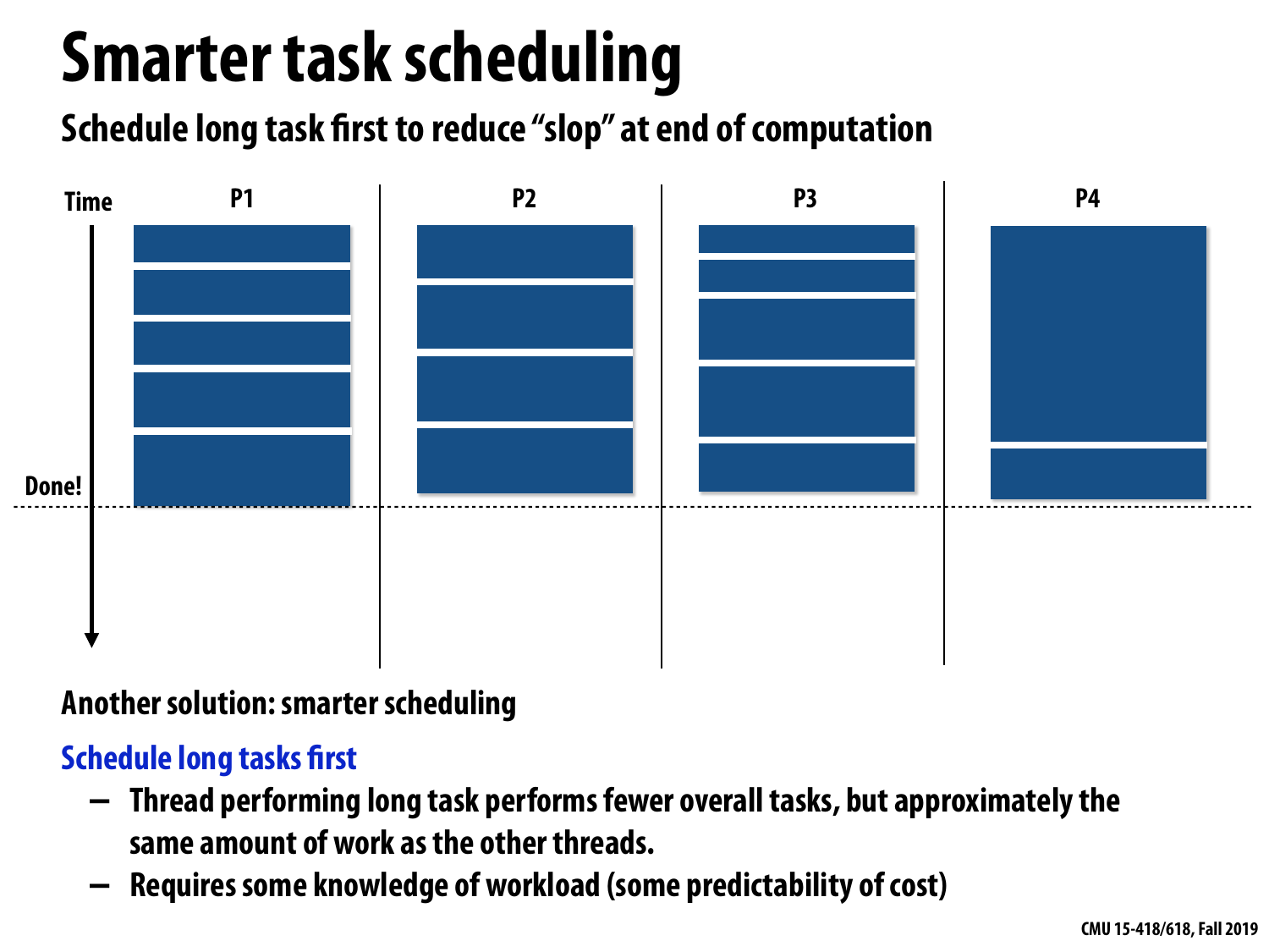# Smarter task scheduling

## Schedule long task first to reduce "slop" at end of computation

Time

P1

P2

P3

P4

Done!

**Another solution: smarter scheduling**

**Schedule long tasks first**

- **Thread performing long task performs fewer overall tasks, but approximately the same amount of work as the other threads.**
- **Requires some knowledge of workload (some predictability of cost)**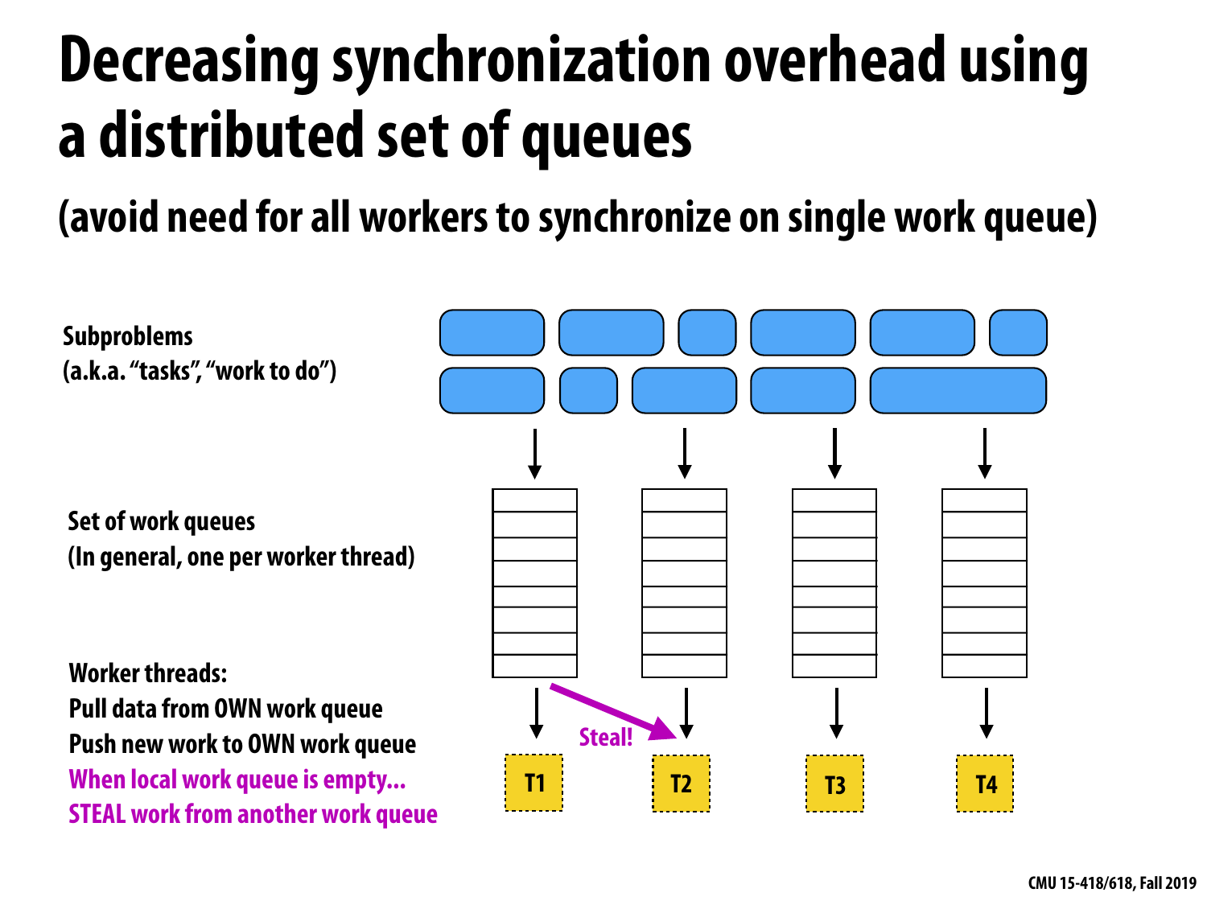# Decreasing synchronization overhead using a distributed set of queues

## (avoid need for all workers to synchronize on single work queue)

**Subproblems**
**(a.k.a. "tasks", "work to do")**

**Set of work queues**
**(In general, one per worker thread)**

**Worker threads:**
**Pull data from OWN work queue**
**Push new work to OWN work queue**
**When local work queue is empty...**
**STEAL work from another work queue**

Steal!

T1

T2

T3

T4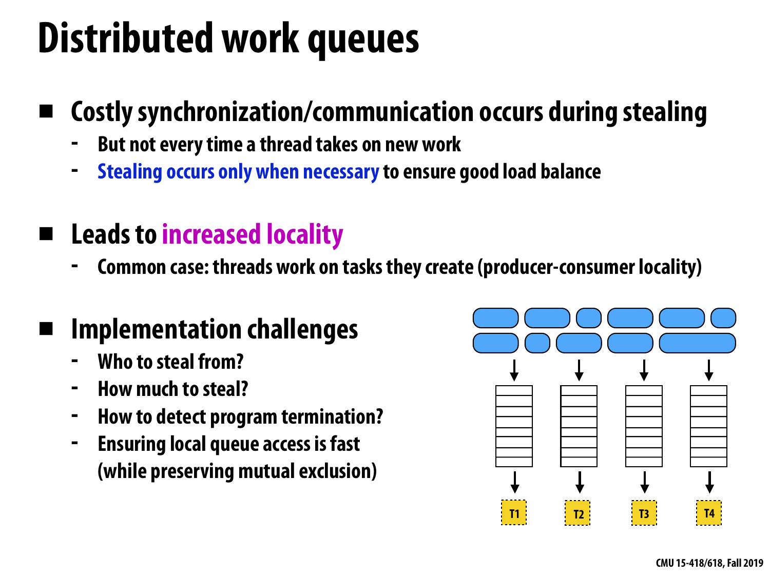# Distributed work queues

- **Costly synchronization/communication occurs during stealing**
  - But not every time a thread takes on new work
  - Stealing occurs only when necessary to ensure good load balance

- **Leads to increased locality**
  - Common case: threads work on tasks they create (producer-consumer locality)

- **Implementation challenges**
  - Who to steal from?
  - How much to steal?
  - How to detect program termination?
  - Ensuring local queue access is fast (while preserving mutual exclusion)

T1 T2 T3 T4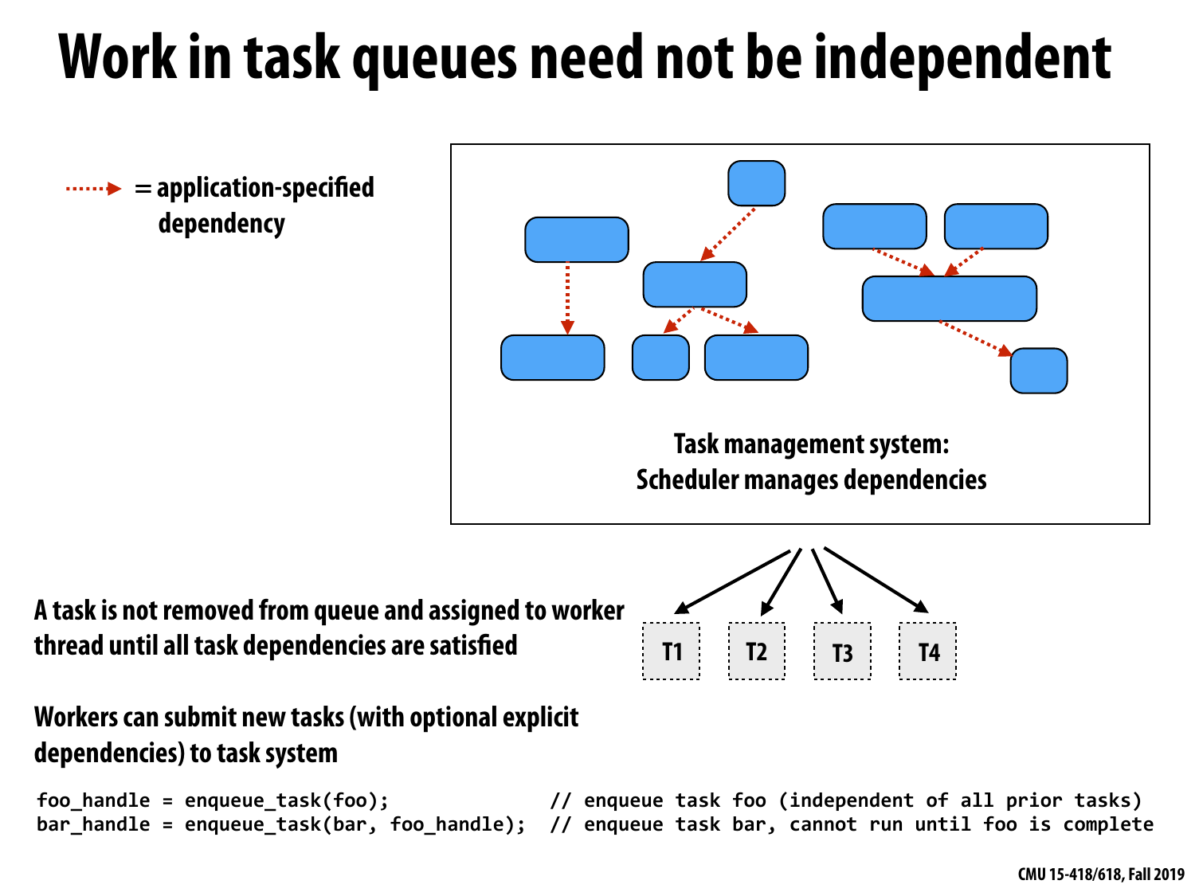# Work in task queues need not be independent

= application-specified dependency

Task management system:
Scheduler manages dependencies

T1 T2 T3 T4

**A task is not removed from queue and assigned to worker thread until all task dependencies are satisfied**

**Workers can submit new tasks (with optional explicit dependencies) to task system**

```
foo_handle = enqueue_task(foo);              // enqueue task foo (independent of all prior tasks)
bar_handle = enqueue_task(bar, foo_handle);  // enqueue task bar, cannot run until foo is complete
```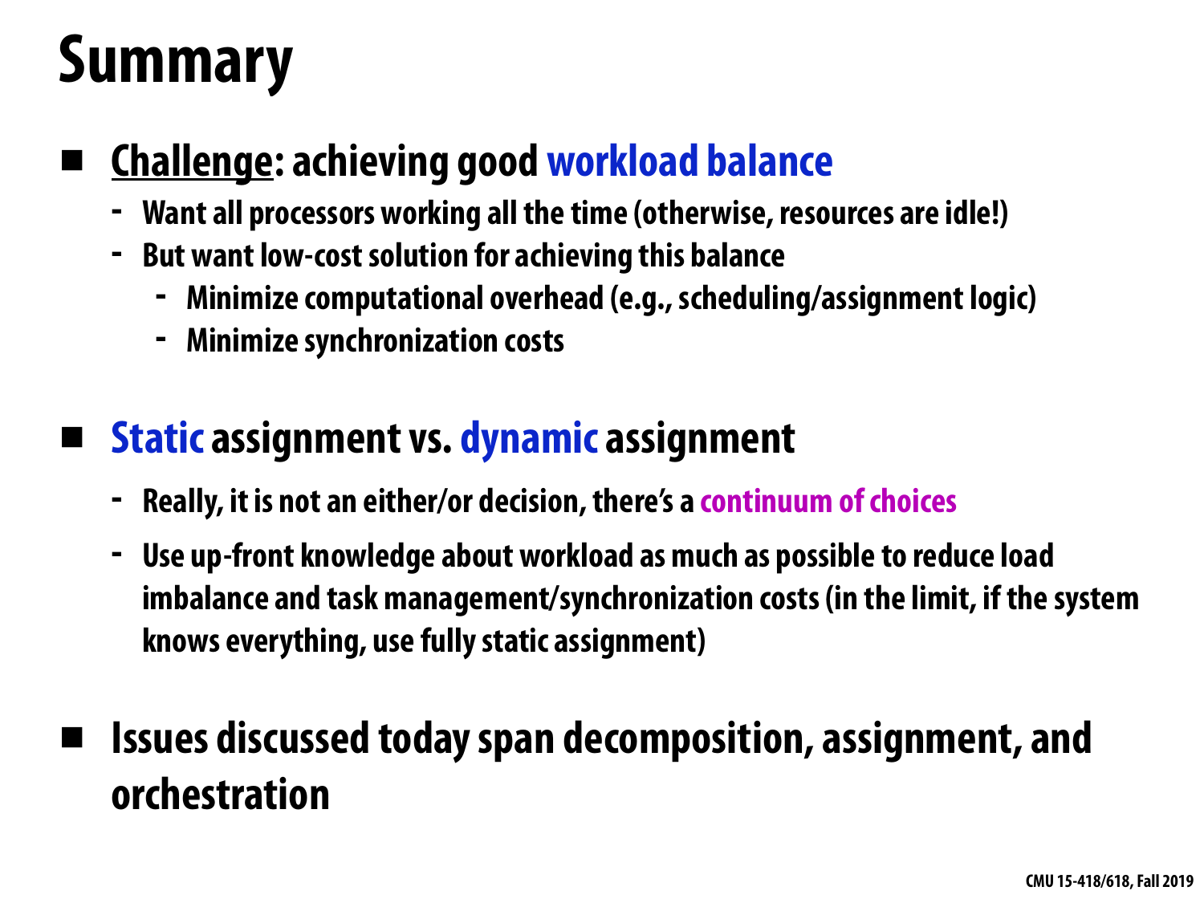# Summary

- **Challenge**: achieving good **workload balance**
  - Want all processors working all the time (otherwise, resources are idle!)
  - But want low-cost solution for achieving this balance
    - Minimize computational overhead (e.g., scheduling/assignment logic)
    - Minimize synchronization costs

- **Static** assignment vs. **dynamic** assignment
  - Really, it is not an either/or decision, there's a continuum of choices
  - Use up-front knowledge about workload as much as possible to reduce load imbalance and task management/synchronization costs (in the limit, if the system knows everything, use fully static assignment)

- Issues discussed today span decomposition, assignment, and orchestration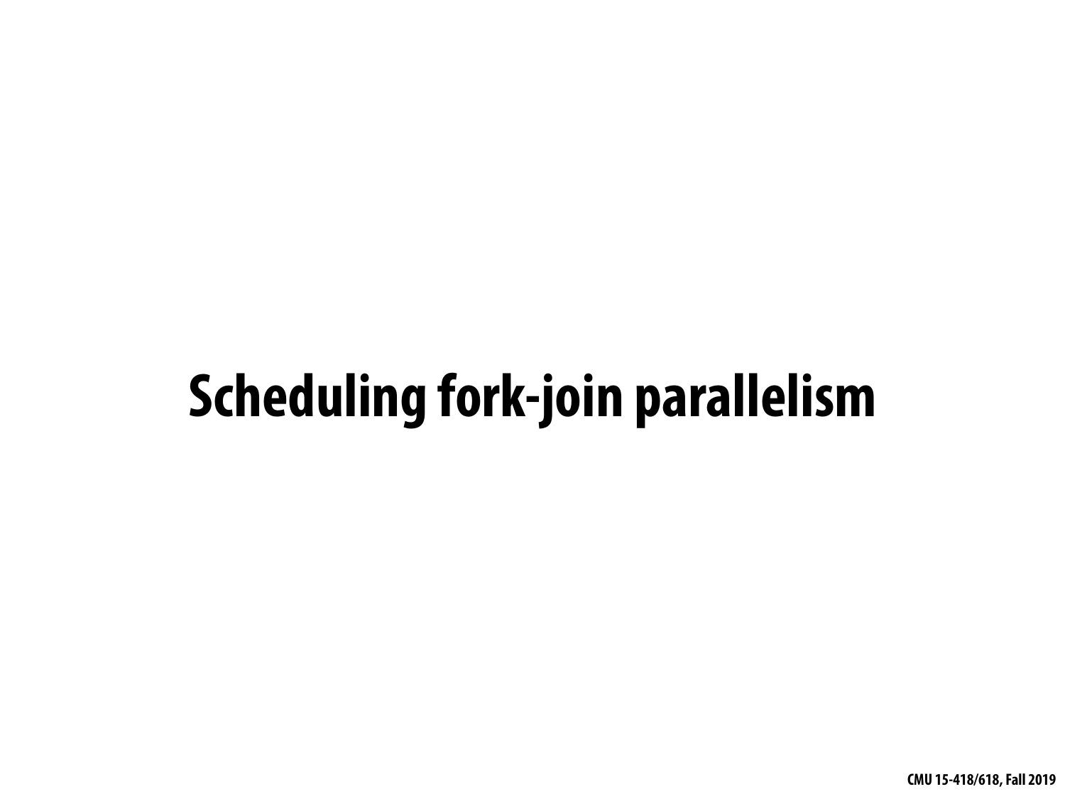# Scheduling fork-join parallelism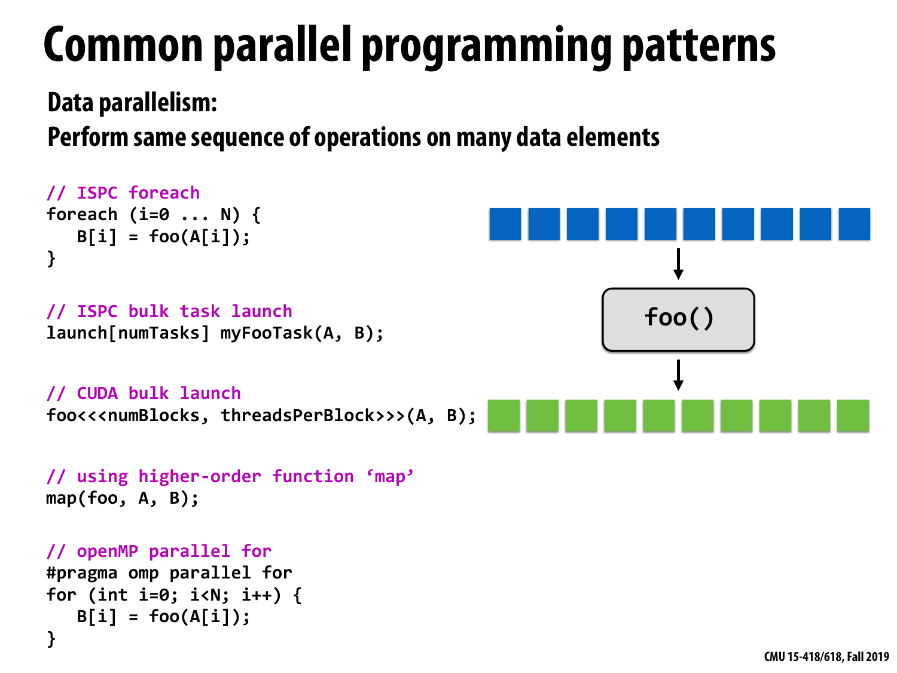# Common parallel programming patterns

**Data parallelism:**
**Perform same sequence of operations on many data elements**

```
// ISPC foreach
foreach (i=0 ... N) {
   B[i] = foo(A[i]);
}
```

```
// ISPC bulk task launch
launch[numTasks] myFooTask(A, B);
```

```
// CUDA bulk launch
foo<<<numBlocks, threadsPerBlock>>>(A, B);
```

```
// using higher-order function 'map'
map(foo, A, B);
```

```
// openMP parallel for
#pragma omp parallel for
for (int i=0; i<N; i++) {
   B[i] = foo(A[i]);
}
```

foo()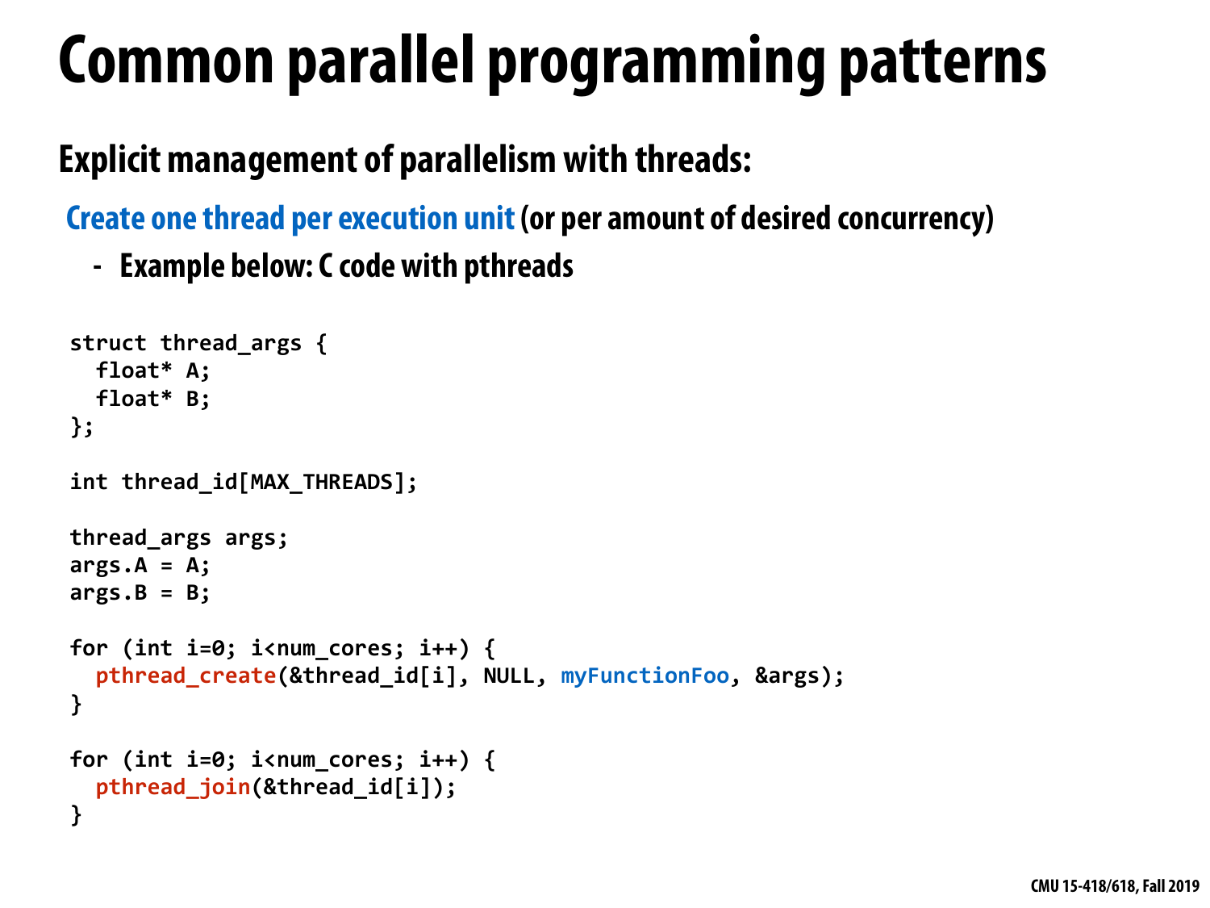# Common parallel programming patterns

**Explicit management of parallelism with threads:**

**Create one thread per execution unit (or per amount of desired concurrency)**

- **Example below: C code with pthreads**

```
struct thread_args {
  float* A;
  float* B;
};

int thread_id[MAX_THREADS];

thread_args args;
args.A = A;
args.B = B;

for (int i=0; i<num_cores; i++) {
  pthread_create(&thread_id[i], NULL, myFunctionFoo, &args);
}

for (int i=0; i<num_cores; i++) {
  pthread_join(&thread_id[i]);
}
```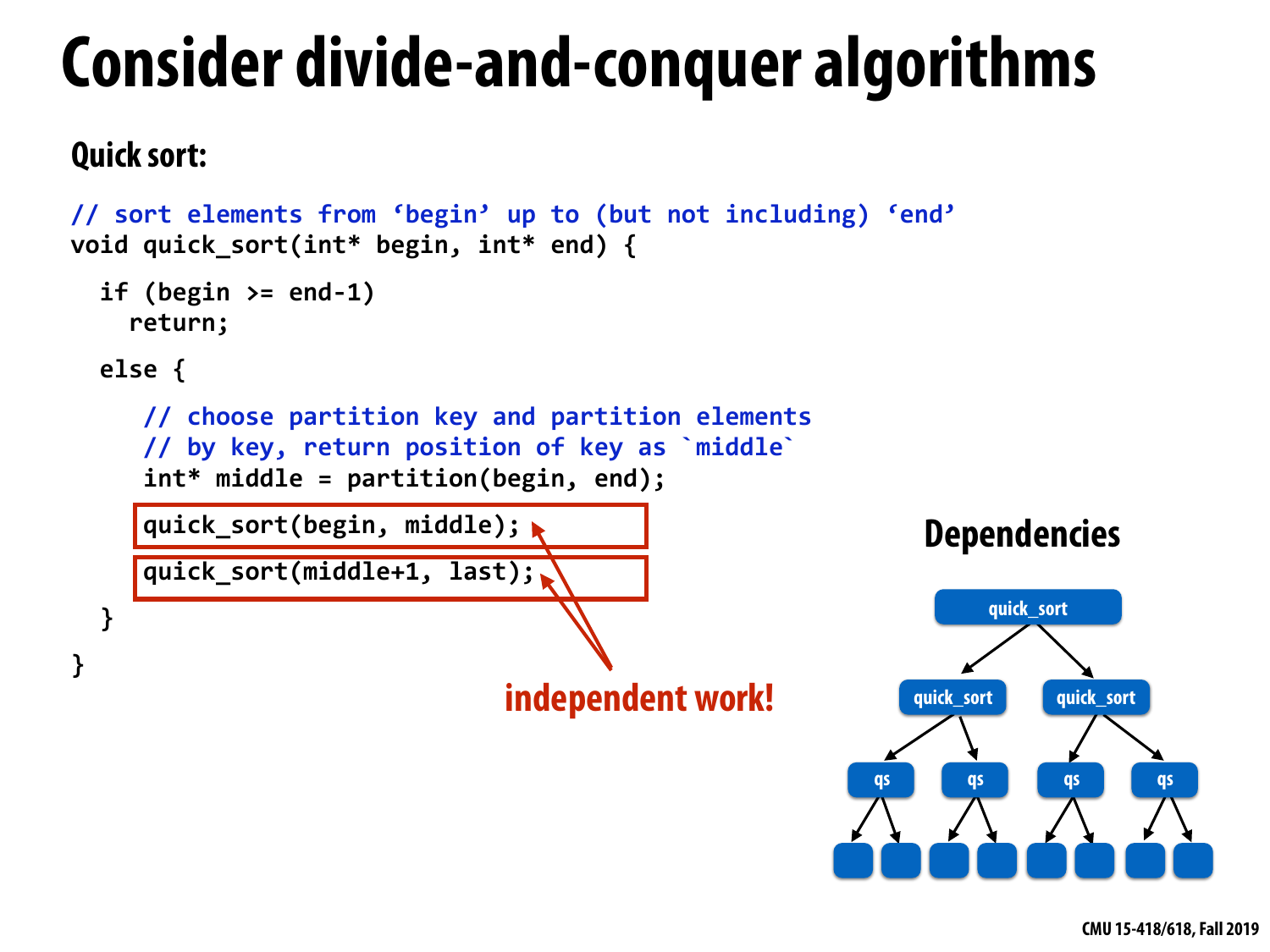# Consider divide-and-conquer algorithms

**Quick sort:**

```
// sort elements from 'begin' up to (but not including) 'end'
void quick_sort(int* begin, int* end) {

  if (begin >= end-1)
    return;

  else {

     // choose partition key and partition elements
     // by key, return position of key as `middle`
     int* middle = partition(begin, end);

     quick_sort(begin, middle);

     quick_sort(middle+1, last);

  }

}
```

**independent work!**

**Dependencies**

quick_sort

quick_sort   quick_sort

qs   qs   qs   qs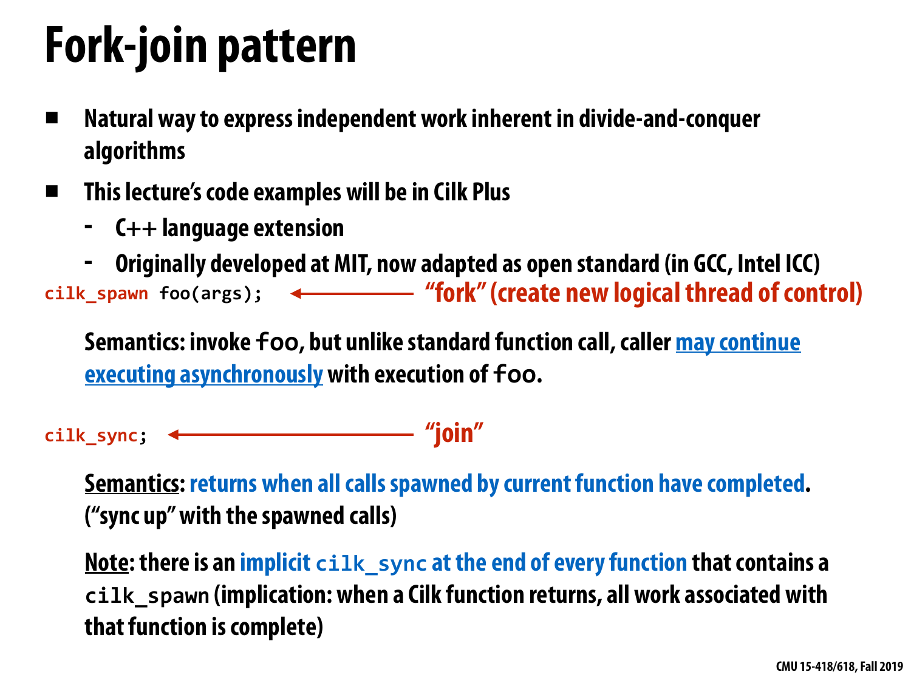# Fork-join pattern

- **Natural way to express independent work inherent in divide-and-conquer algorithms**
- **This lecture's code examples will be in Cilk Plus**
  - **C++ language extension**
  - **Originally developed at MIT, now adapted as open standard (in GCC, Intel ICC)**

```
cilk_spawn foo(args);
```

← **"fork" (create new logical thread of control)**

**Semantics: invoke `foo`, but unlike standard function call, caller may continue executing asynchronously with execution of `foo`.**

```
cilk_sync;
```

← **"join"**

**Semantics: returns when all calls spawned by current function have completed. ("sync up" with the spawned calls)**

**Note: there is an implicit `cilk_sync` at the end of every function that contains a `cilk_spawn` (implication: when a Cilk function returns, all work associated with that function is complete)**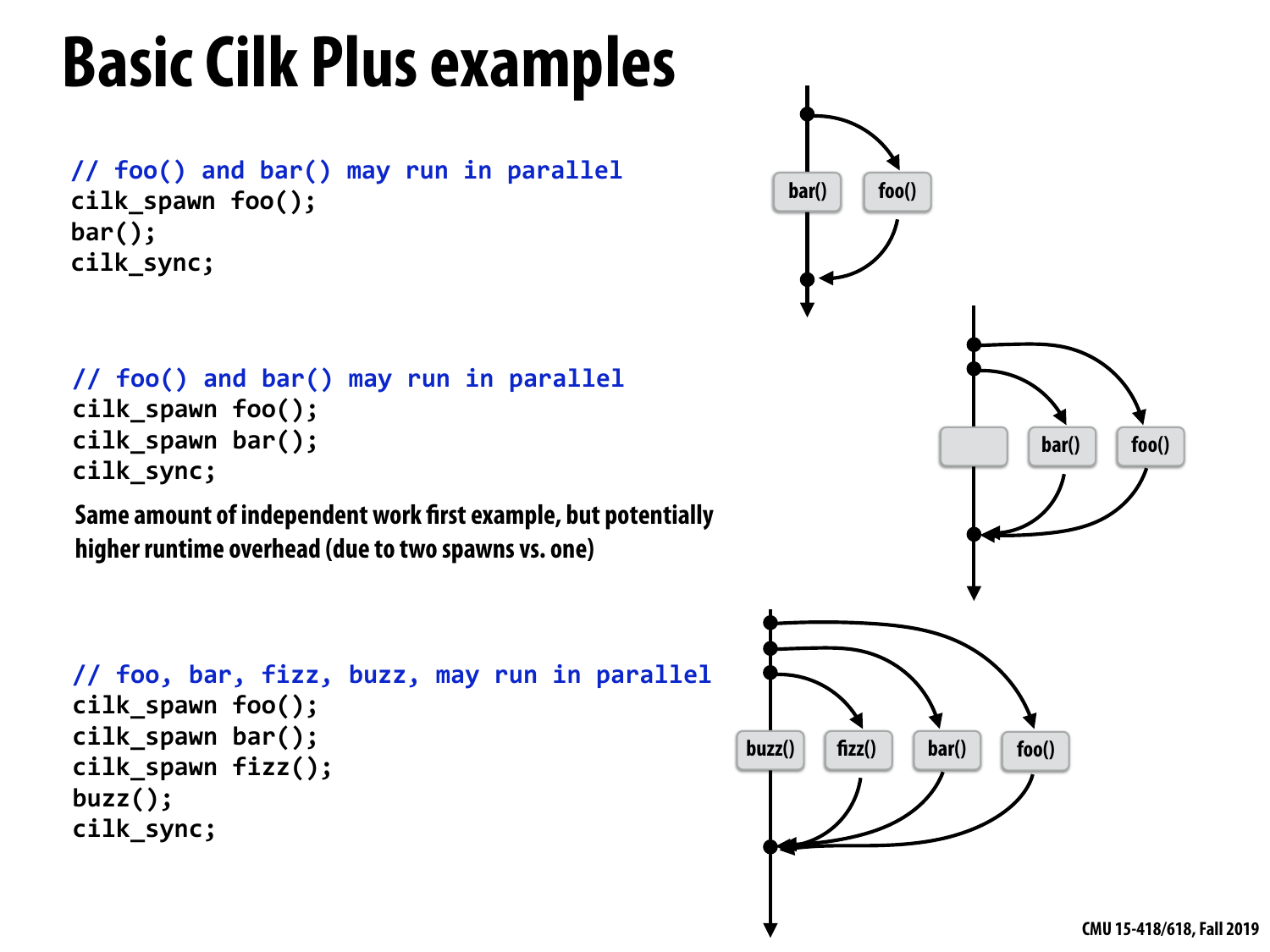# Basic Cilk Plus examples

```
// foo() and bar() may run in parallel
cilk_spawn foo();
bar();
cilk_sync;
```

bar()
foo()

```
// foo() and bar() may run in parallel
cilk_spawn foo();
cilk_spawn bar();
cilk_sync;
```

**Same amount of independent work first example, but potentially higher runtime overhead (due to two spawns vs. one)**

bar()
foo()

```
// foo, bar, fizz, buzz, may run in parallel
cilk_spawn foo();
cilk_spawn bar();
cilk_spawn fizz();
buzz();
cilk_sync;
```

buzz()
fizz()
bar()
foo()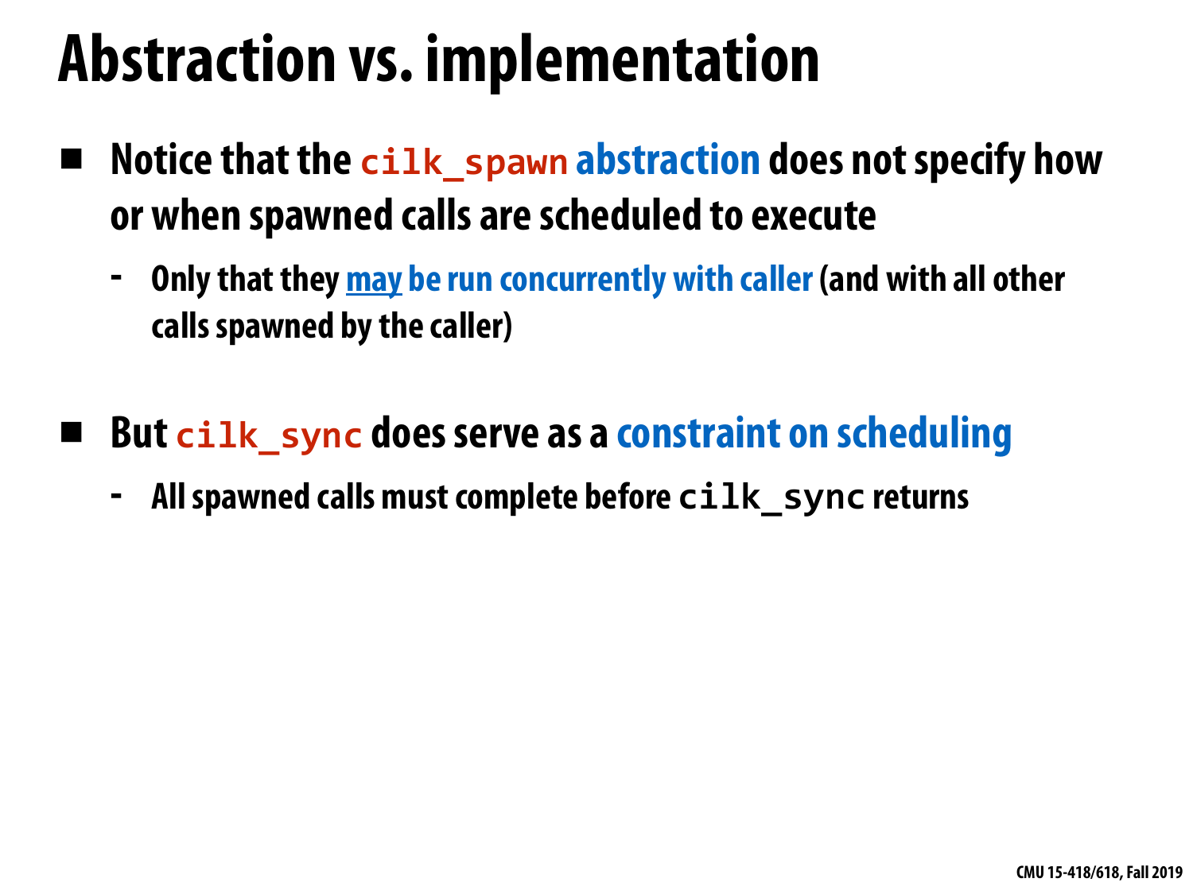# Abstraction vs. implementation

- **Notice that the `cilk_spawn` abstraction does not specify how or when spawned calls are scheduled to execute**
  - **Only that they *may* be run concurrently with caller (and with all other calls spawned by the caller)**

- **But `cilk_sync` does serve as a constraint on scheduling**
  - **All spawned calls must complete before `cilk_sync` returns**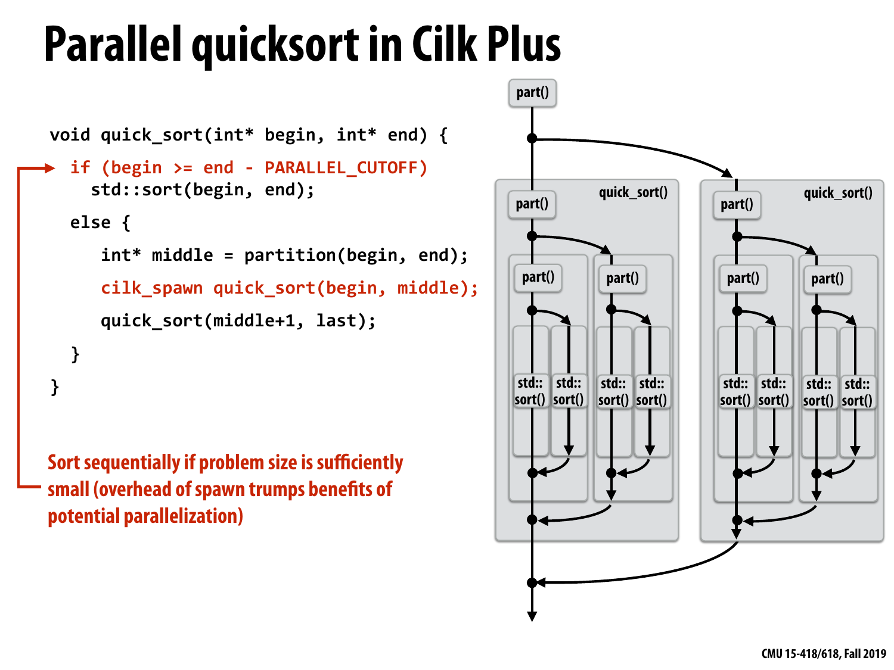# Parallel quicksort in Cilk Plus

```
void quick_sort(int* begin, int* end) {
  if (begin >= end - PARALLEL_CUTOFF)
    std::sort(begin, end);
  else {
     int* middle = partition(begin, end);
     cilk_spawn quick_sort(begin, middle);
     quick_sort(middle+1, last);
  }
}
```

Sort sequentially if problem size is sufficiently small (overhead of spawn trumps benefits of potential parallelization)

part()

quick_sort()

part()

part()

part()

std:: sort()

std:: sort()

std:: sort()

std:: sort()

quick_sort()

part()

part()

part()

std:: sort()

std:: sort()

std:: sort()

std:: sort()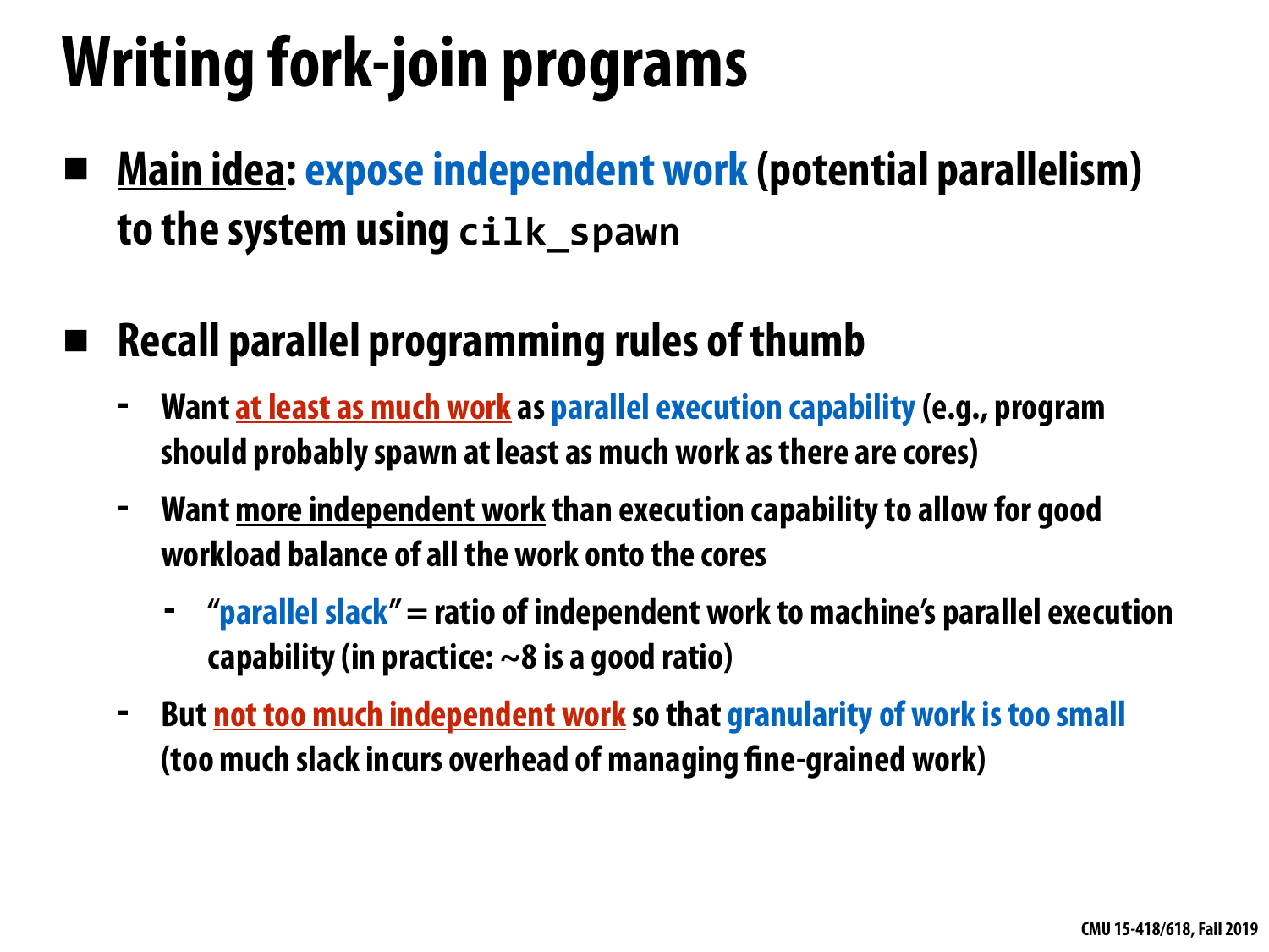# Writing fork-join programs

- **Main idea: expose independent work (potential parallelism) to the system using `cilk_spawn`**

- **Recall parallel programming rules of thumb**
  - Want at least as much work as parallel execution capability (e.g., program should probably spawn at least as much work as there are cores)
  - Want more independent work than execution capability to allow for good workload balance of all the work onto the cores
    - "parallel slack" = ratio of independent work to machine's parallel execution capability (in practice: ~8 is a good ratio)
  - But not too much independent work so that granularity of work is too small (too much slack incurs overhead of managing fine-grained work)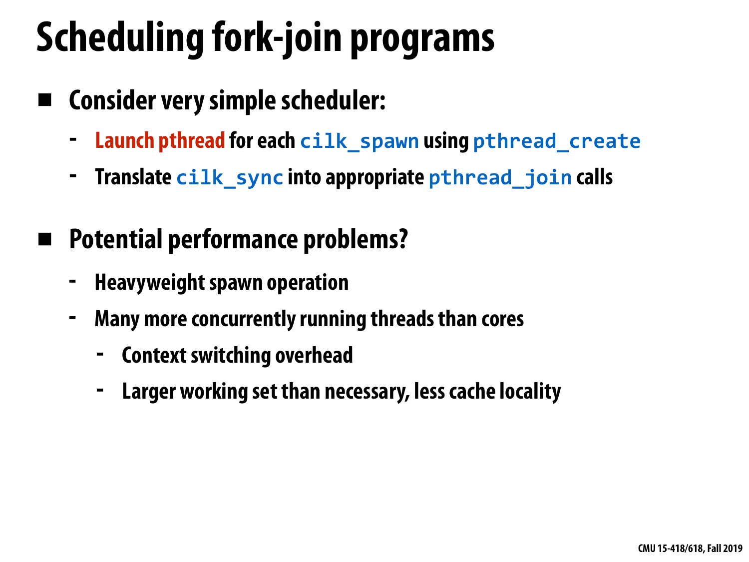# Scheduling fork-join programs

- **Consider very simple scheduler:**
  - **Launch pthread** for each `cilk_spawn` using `pthread_create`
  - Translate `cilk_sync` into appropriate `pthread_join` calls

- **Potential performance problems?**
  - Heavyweight spawn operation
  - Many more concurrently running threads than cores
    - Context switching overhead
    - Larger working set than necessary, less cache locality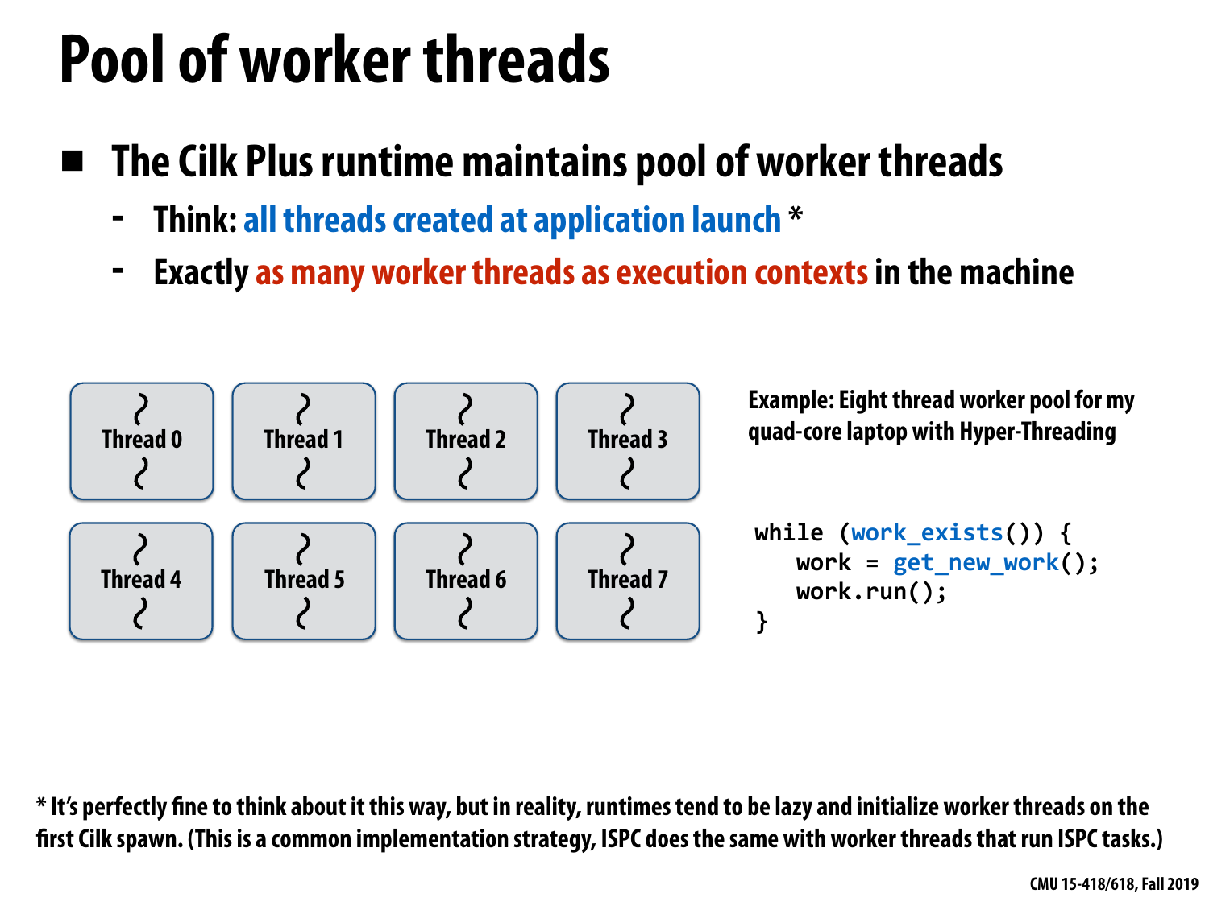# Pool of worker threads

- **The Cilk Plus runtime maintains pool of worker threads**
  - Think: all threads created at application launch *
  - Exactly as many worker threads as execution contexts in the machine

Thread 0

Thread 1

Thread 2

Thread 3

Thread 4

Thread 5

Thread 6

Thread 7

**Example: Eight thread worker pool for my quad-core laptop with Hyper-Threading**

```
while (work_exists()) {
   work = get_new_work();
   work.run();
}
```

* It's perfectly fine to think about it this way, but in reality, runtimes tend to be lazy and initialize worker threads on the first Cilk spawn. (This is a common implementation strategy, ISPC does the same with worker threads that run ISPC tasks.)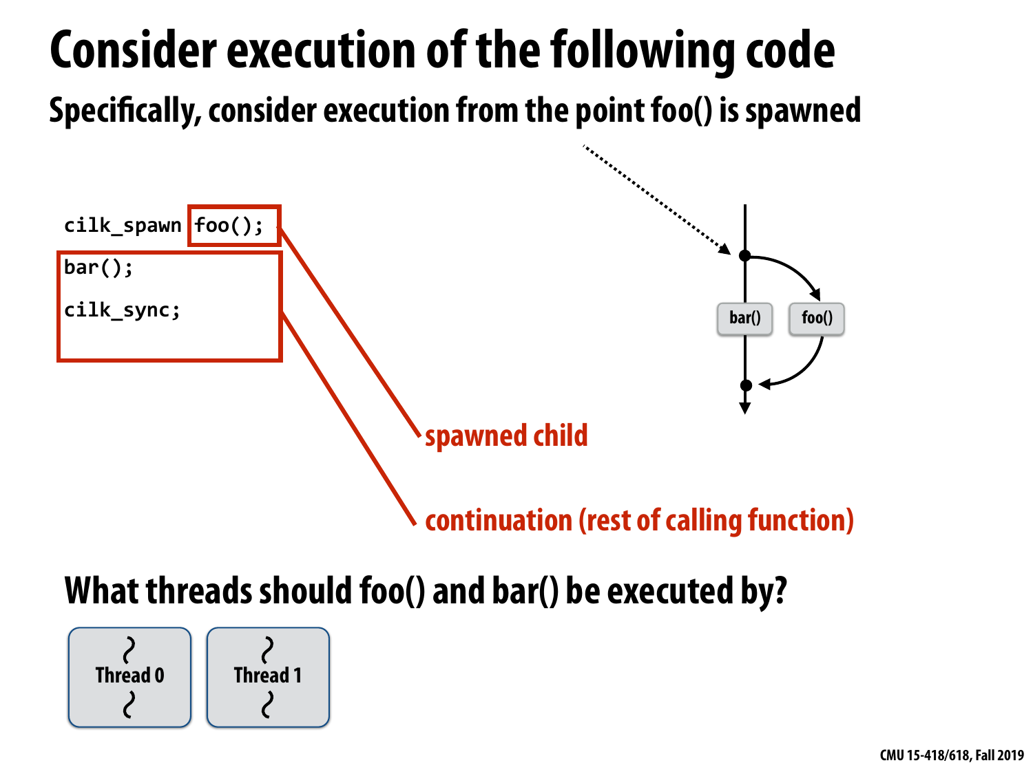# Consider execution of the following code

## Specifically, consider execution from the point foo() is spawned

```
cilk_spawn foo();
bar();

cilk_sync;
```

spawned child

continuation (rest of calling function)

bar()

foo()

## What threads should foo() and bar() be executed by?

Thread 0

Thread 1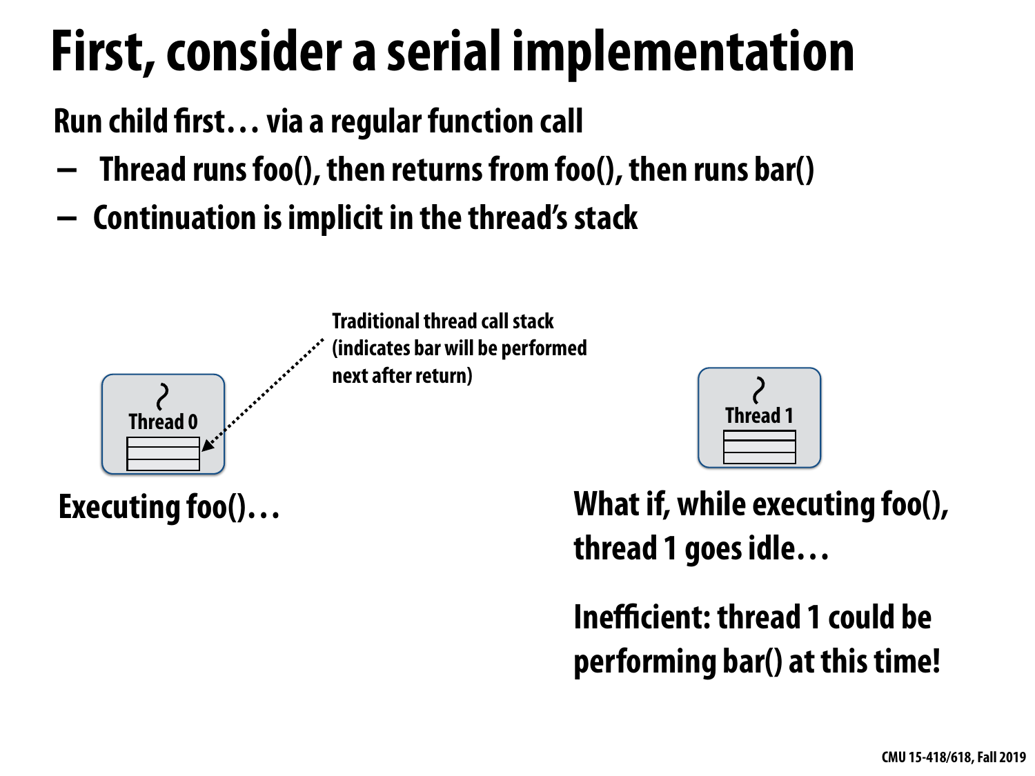# First, consider a serial implementation

**Run child first… via a regular function call**

- Thread runs foo(), then returns from foo(), then runs bar()
- Continuation is implicit in the thread's stack

Traditional thread call stack (indicates bar will be performed next after return)

Thread 0

Executing foo()…

Thread 1

What if, while executing foo(), thread 1 goes idle…

Inefficient: thread 1 could be performing bar() at this time!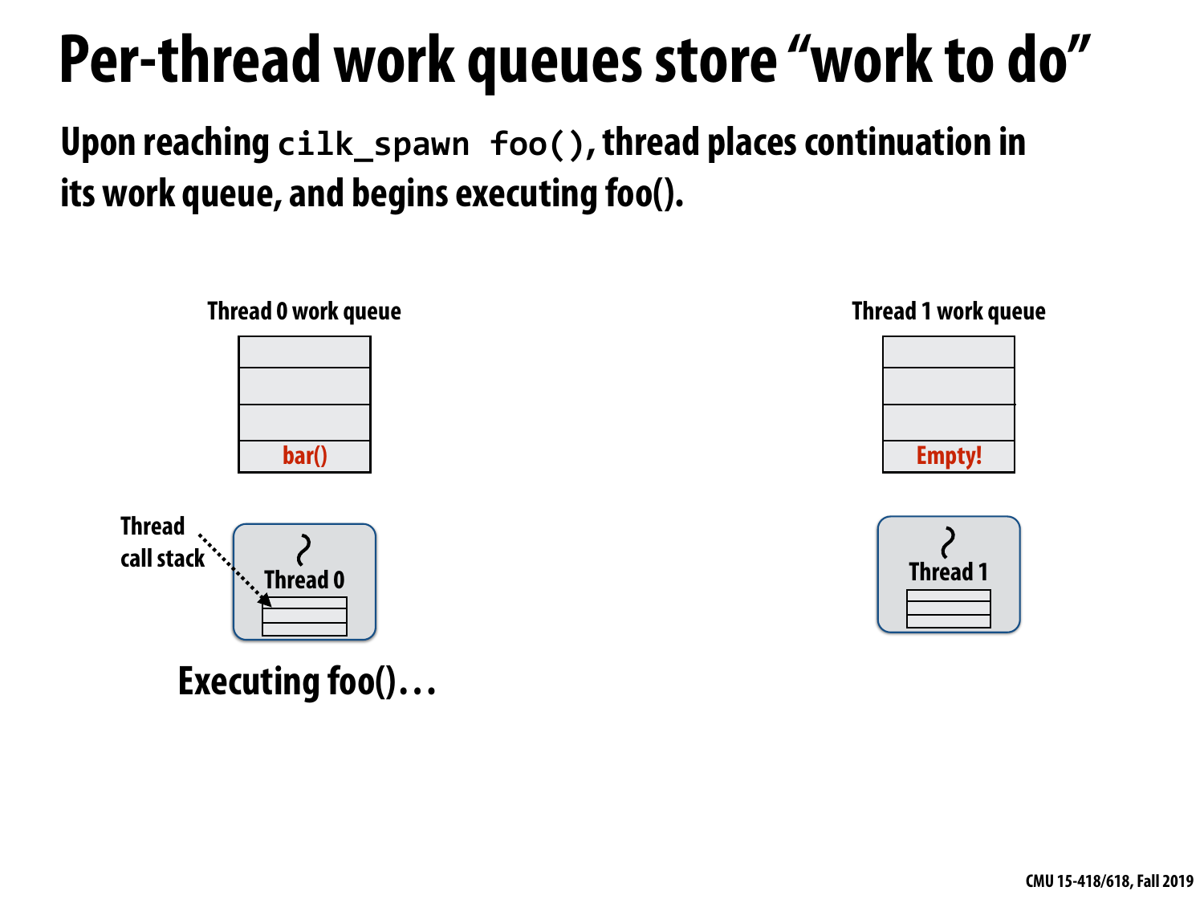# Per-thread work queues store "work to do"

**Upon reaching `cilk_spawn foo()`, thread places continuation in its work queue, and begins executing foo().**

Thread 0 work queue

bar()

Thread call stack

Thread 0

**Executing foo()…**

Thread 1 work queue

Empty!

Thread 1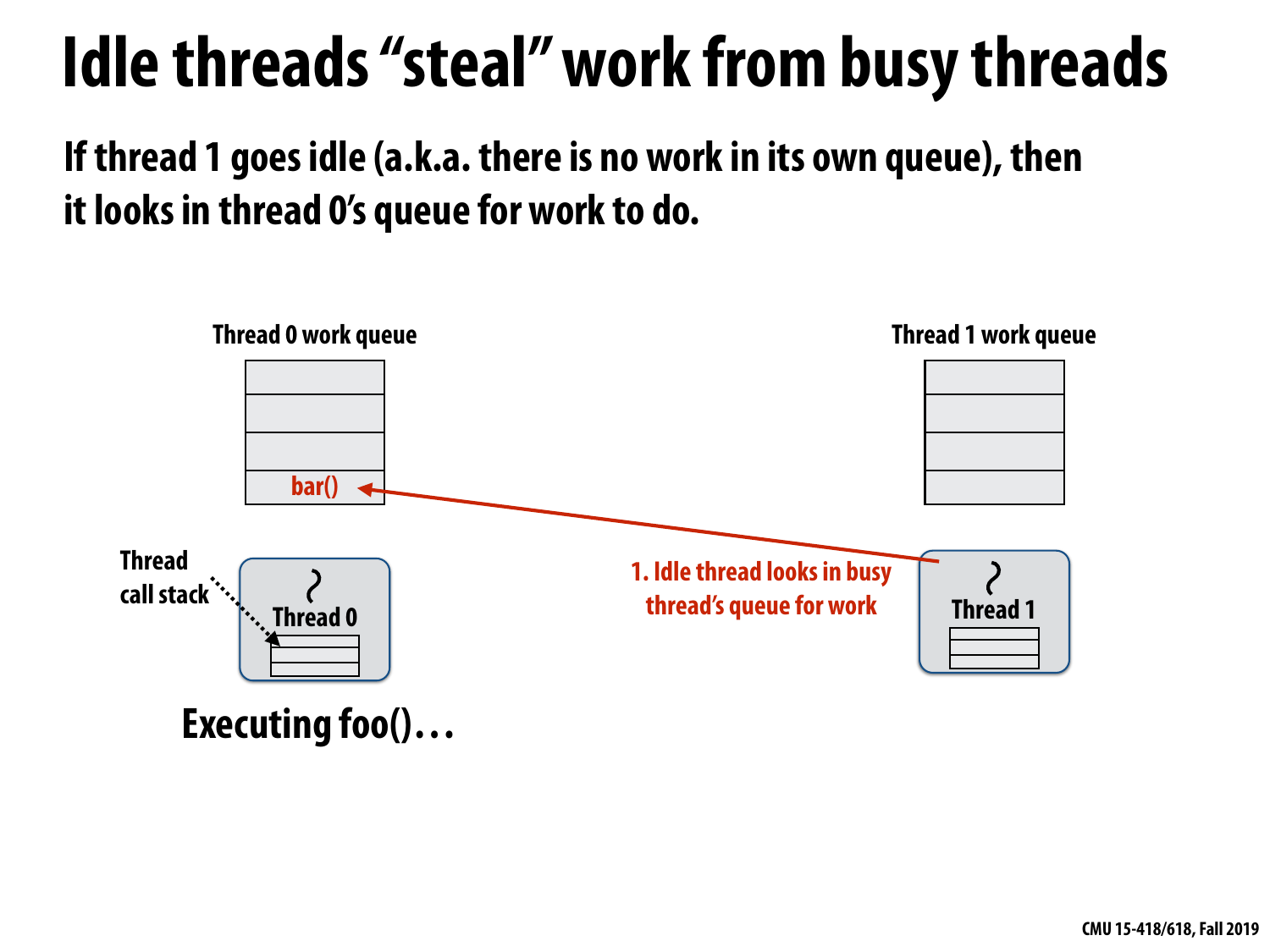# Idle threads "steal" work from busy threads

**If thread 1 goes idle (a.k.a. there is no work in its own queue), then it looks in thread 0's queue for work to do.**

Thread 0 work queue

bar()

Thread call stack

Thread 0

Executing foo()…

Thread 1 work queue

Thread 1

1. Idle thread looks in busy thread's queue for work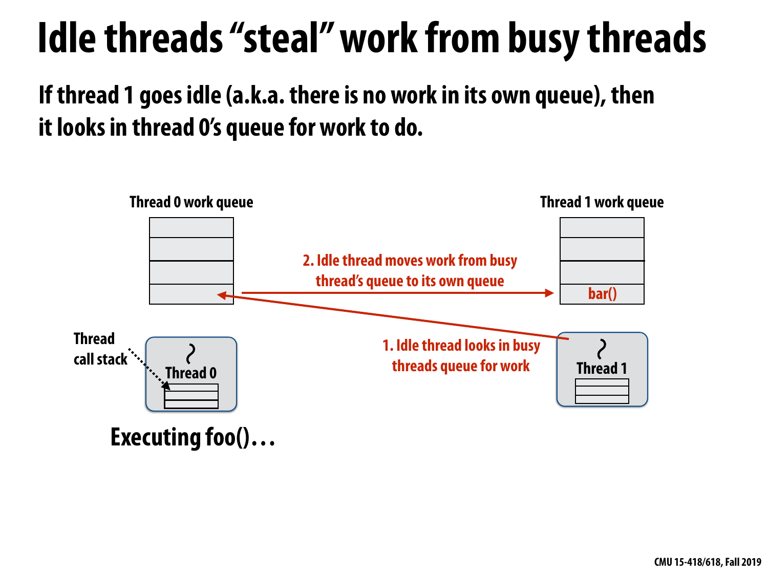# Idle threads "steal" work from busy threads

**If thread 1 goes idle (a.k.a. there is no work in its own queue), then it looks in thread 0's queue for work to do.**

Thread 0 work queue

Thread 1 work queue

bar()

2. Idle thread moves work from busy thread's queue to its own queue

1. Idle thread looks in busy threads queue for work

Thread call stack

Thread 0

Thread 1

**Executing foo()…**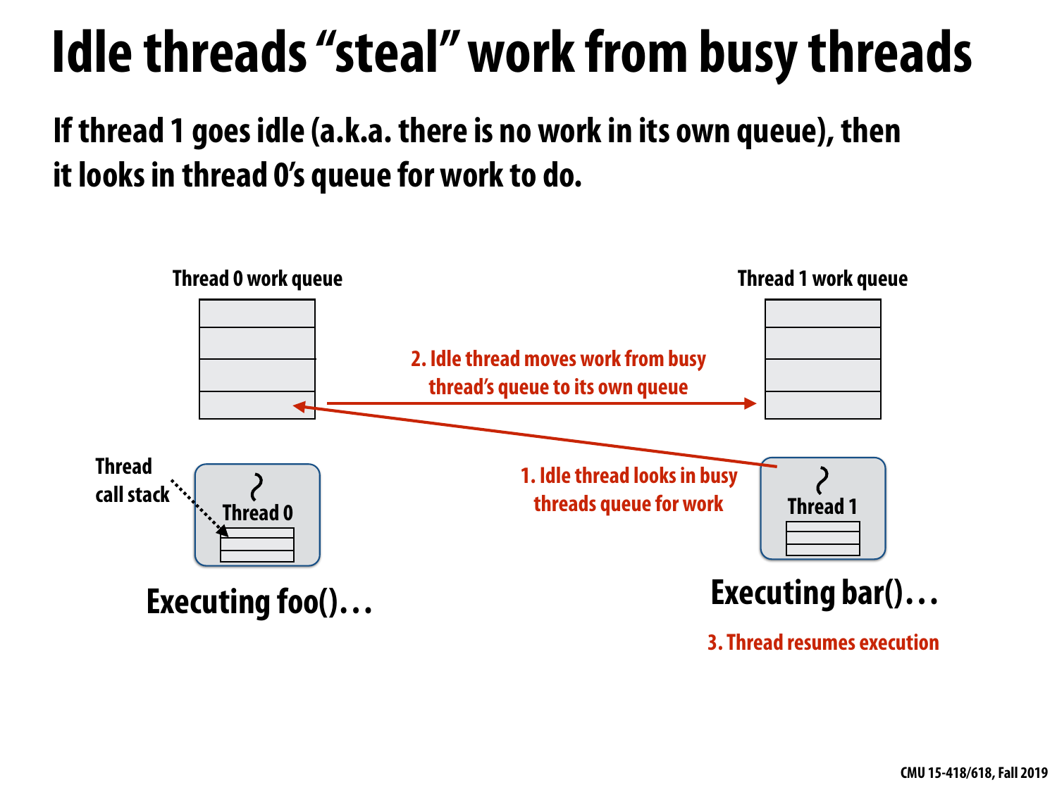# Idle threads "steal" work from busy threads

**If thread 1 goes idle (a.k.a. there is no work in its own queue), then it looks in thread 0's queue for work to do.**

Thread 0 work queue

Thread 1 work queue

2. Idle thread moves work from busy thread's queue to its own queue

Thread call stack

Thread 0

1. Idle thread looks in busy threads queue for work

Thread 1

Executing foo()…

Executing bar()…

3. Thread resumes execution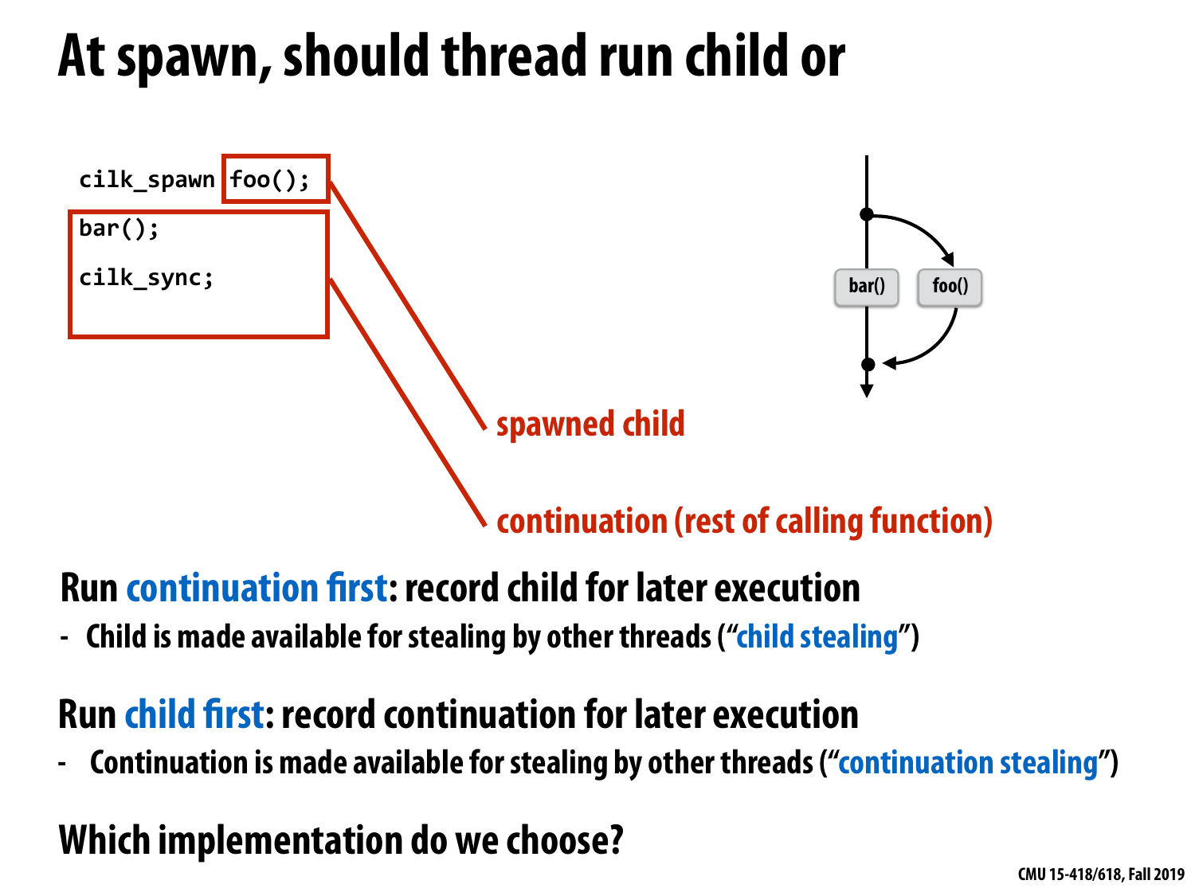# At spawn, should thread run child or

```
cilk_spawn foo();
bar();
cilk_sync;
```

spawned child

continuation (rest of calling function)

bar()

foo()

**Run continuation first: record child for later execution**

- Child is made available for stealing by other threads ("child stealing")

**Run child first: record continuation for later execution**

- Continuation is made available for stealing by other threads ("continuation stealing")

**Which implementation do we choose?**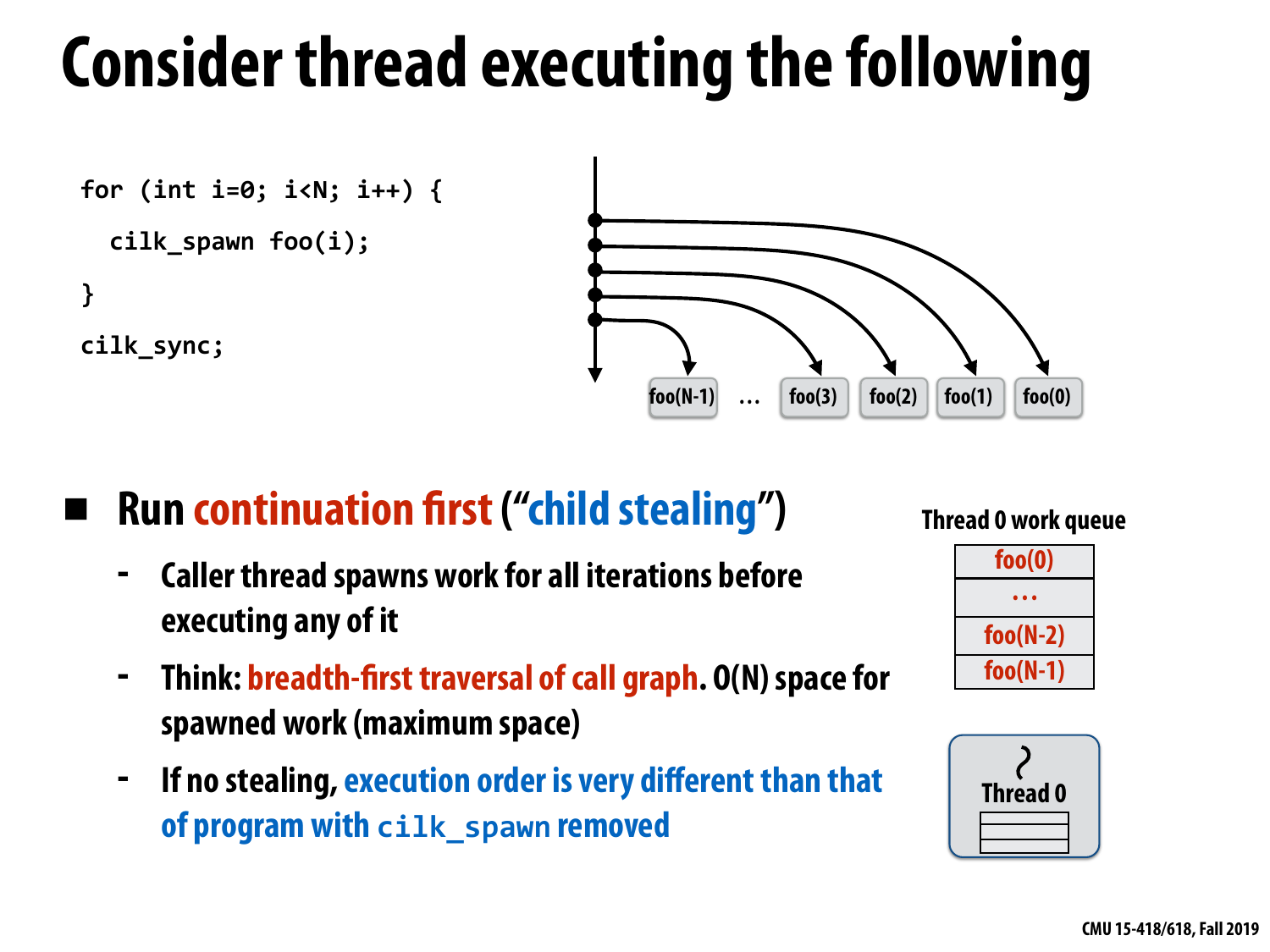# Consider thread executing the following

```
for (int i=0; i<N; i++) {
  cilk_spawn foo(i);
}
cilk_sync;
```

foo(N-1) … foo(3) foo(2) foo(1) foo(0)

- **Run continuation first ("child stealing")**
  - Caller thread spawns work for all iterations before executing any of it
  - Think: breadth-first traversal of call graph. O(N) space for spawned work (maximum space)
  - If no stealing, execution order is very different than that of program with `cilk_spawn` removed

Thread 0 work queue

| |
|---|
| foo(0) |
| … |
| foo(N-2) |
| foo(N-1) |

Thread 0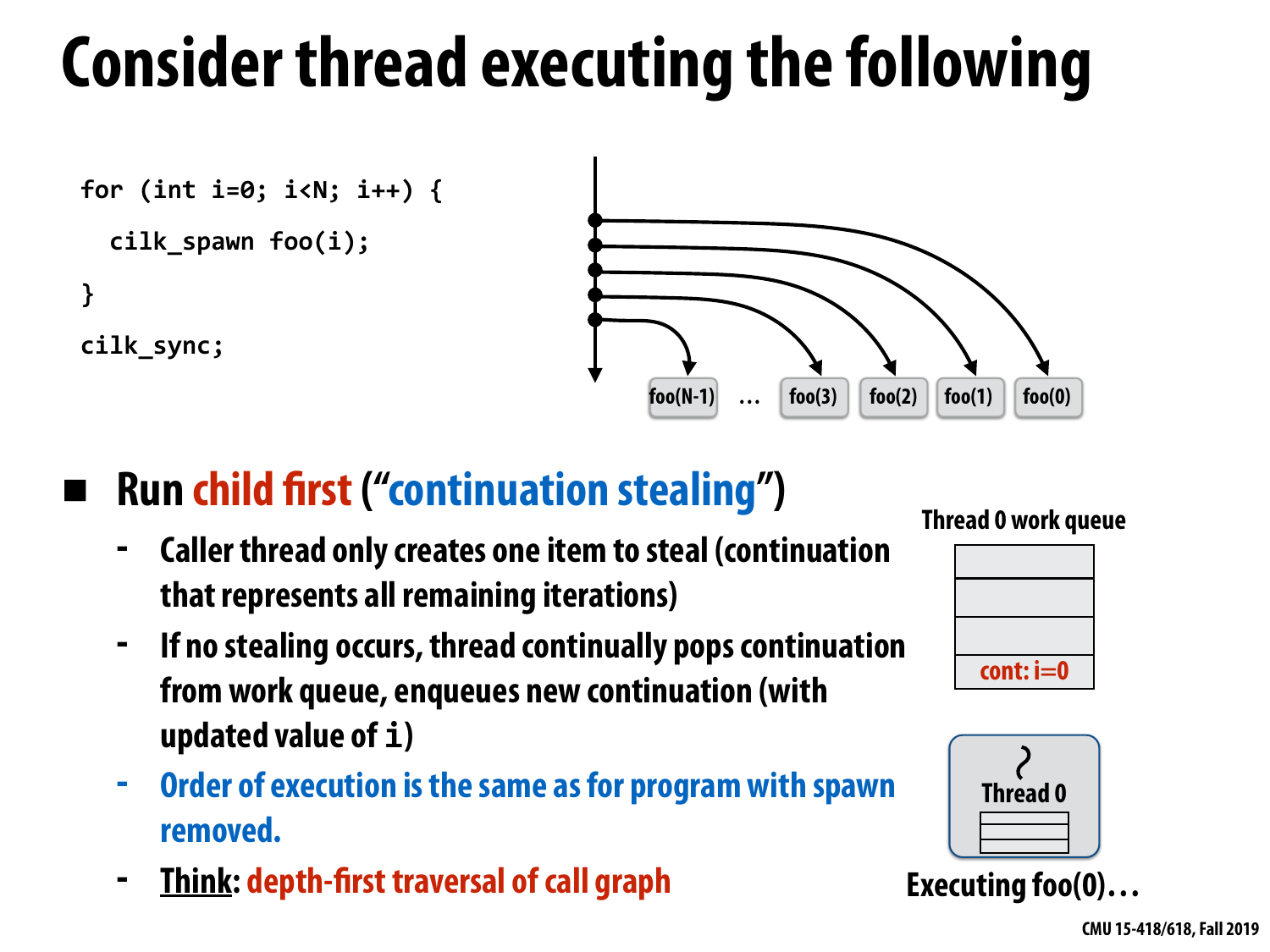# Consider thread executing the following

```
for (int i=0; i<N; i++) {
  cilk_spawn foo(i);
}
cilk_sync;
```

foo(N-1) … foo(3) foo(2) foo(1) foo(0)

- **Run child first ("continuation stealing")**
  - Caller thread only creates one item to steal (continuation that represents all remaining iterations)
  - If no stealing occurs, thread continually pops continuation from work queue, enqueues new continuation (with updated value of `i`)
  - Order of execution is the same as for program with spawn removed.
  - **Think**: depth-first traversal of call graph

Thread 0 work queue

cont: i=0

Thread 0

Executing foo(0)…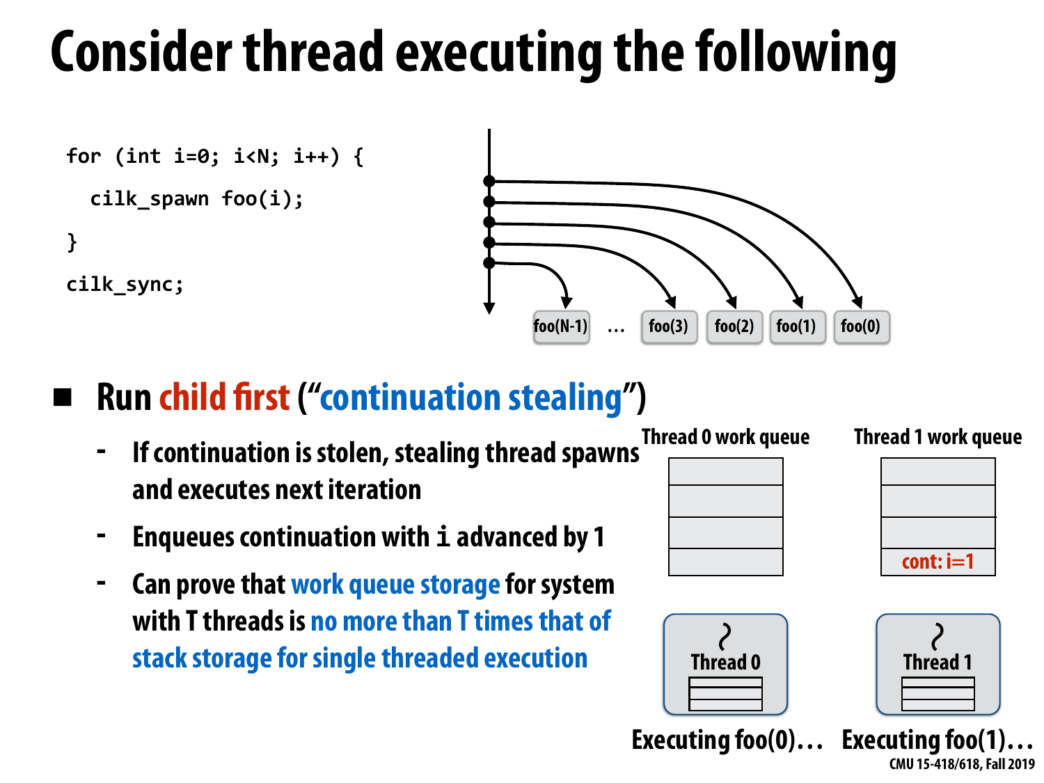# Consider thread executing the following

```
for (int i=0; i<N; i++) {
  cilk_spawn foo(i);
}
cilk_sync;
```

foo(N-1) … foo(3) foo(2) foo(1) foo(0)

- Run **child first** (“**continuation stealing**”)
  - If continuation is stolen, stealing thread spawns and executes next iteration
  - Enqueues continuation with `i` advanced by 1
  - Can prove that **work queue storage** for system with T threads is **no more than T times that of stack storage for single threaded execution**

Thread 0 work queue

Thread 1 work queue

cont: i=1

Thread 0

Thread 1

Executing foo(0)…

Executing foo(1)…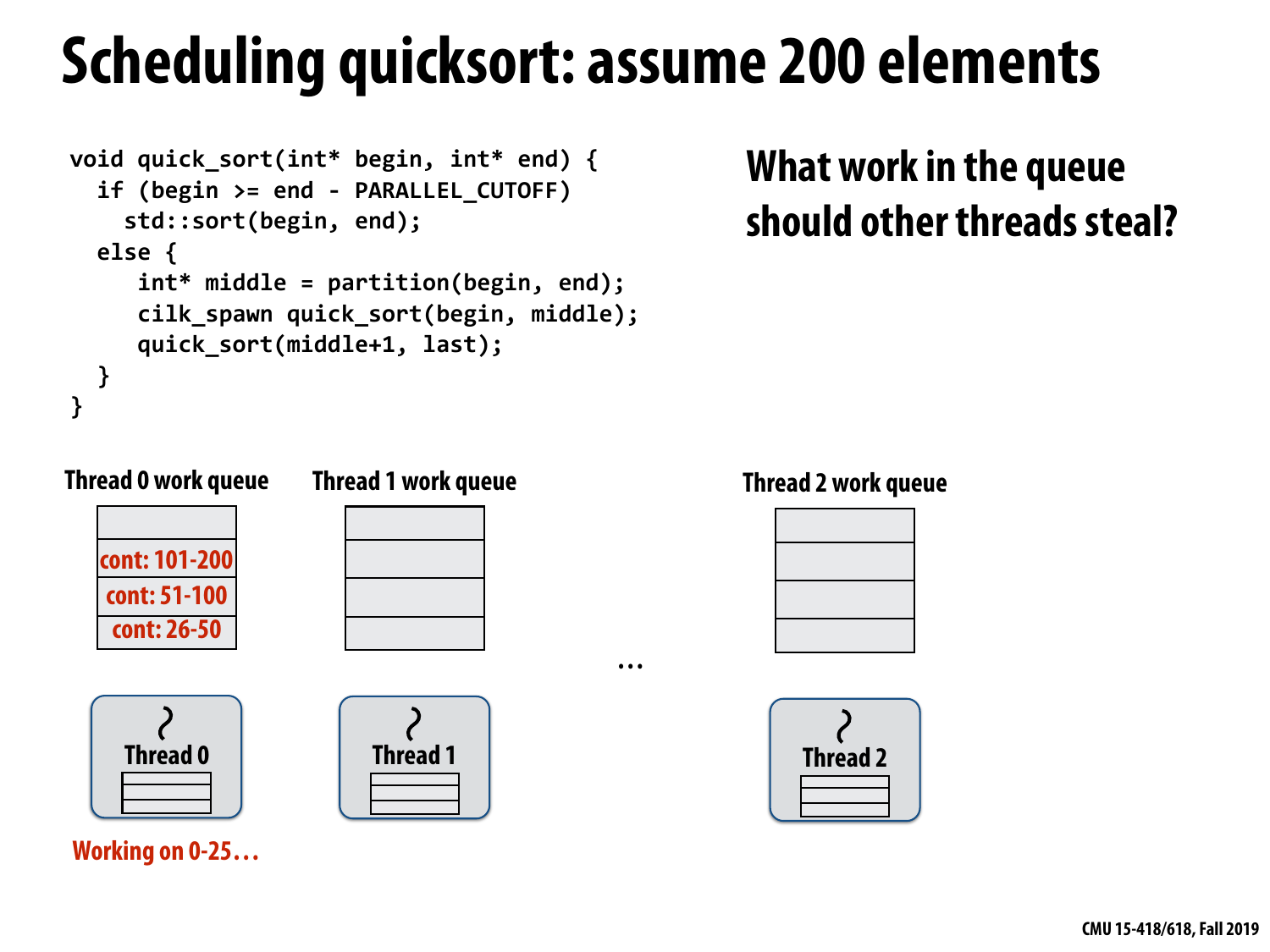# Scheduling quicksort: assume 200 elements

```
void quick_sort(int* begin, int* end) {
  if (begin >= end - PARALLEL_CUTOFF)
    std::sort(begin, end);
  else {
     int* middle = partition(begin, end);
     cilk_spawn quick_sort(begin, middle);
     quick_sort(middle+1, last);
  }
}
```

**What work in the queue should other threads steal?**

**Thread 0 work queue**

| |
|---|
| |
| cont: 101-200 |
| cont: 51-100 |
| cont: 26-50 |

**Thread 1 work queue**

**Thread 2 work queue**

…

Thread 0

Thread 1

Thread 2

Working on 0-25…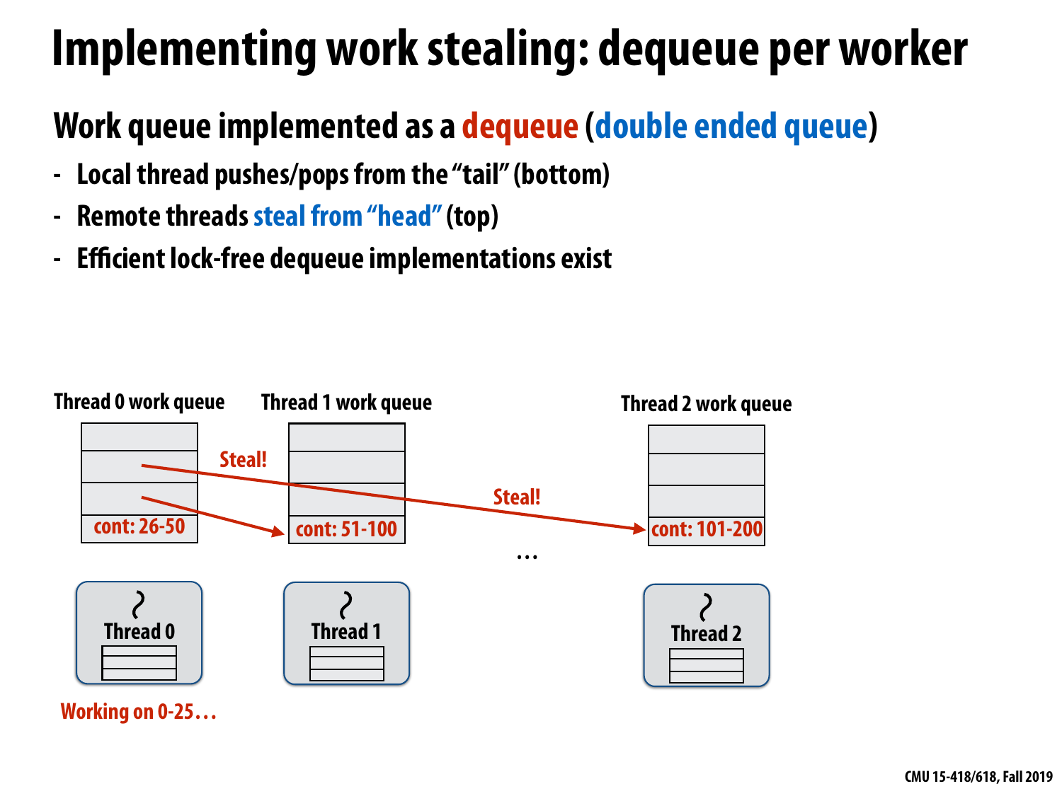# Implementing work stealing: dequeue per worker

## Work queue implemented as a dequeue (double ended queue)

- Local thread pushes/pops from the "tail" (bottom)
- Remote threads steal from "head" (top)
- Efficient lock-free dequeue implementations exist

Thread 0 work queue

cont: 26-50

Thread 1 work queue

cont: 51-100

Thread 2 work queue

cont: 101-200

Steal!

Steal!

…

Thread 0

Thread 1

Thread 2

Working on 0-25…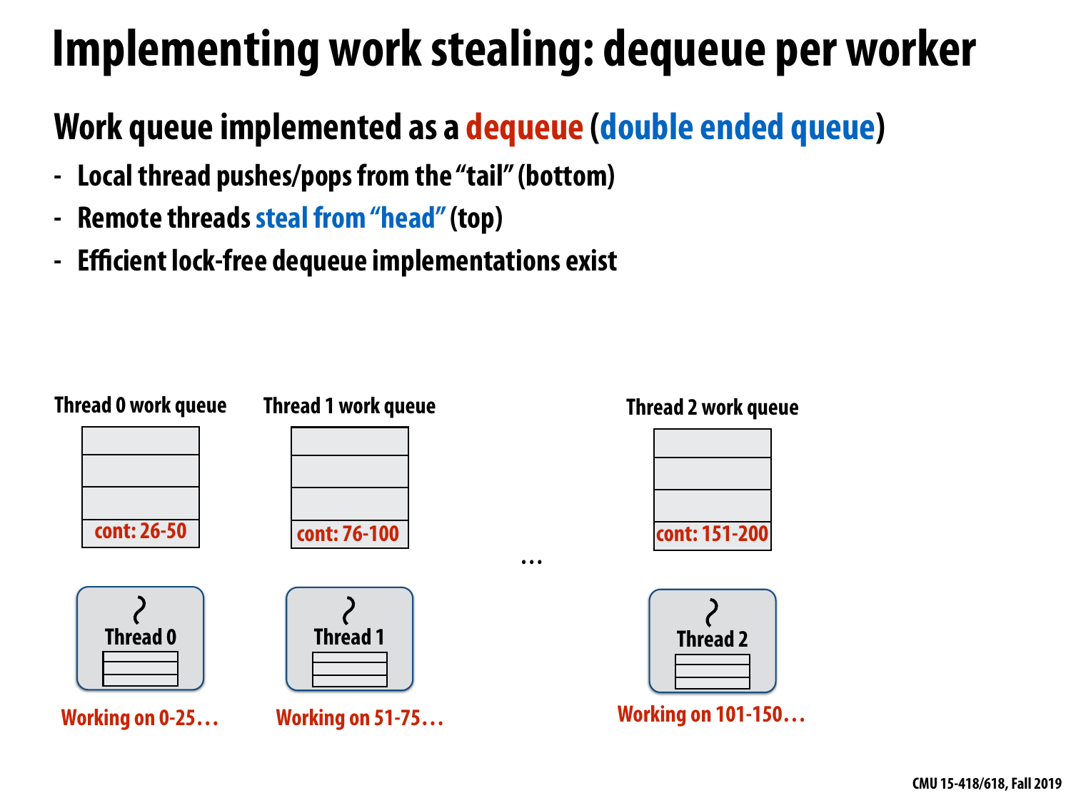# Implementing work stealing: dequeue per worker

## Work queue implemented as a dequeue (double ended queue)

- Local thread pushes/pops from the “tail” (bottom)
- Remote threads steal from “head” (top)
- Efficient lock-free dequeue implementations exist

Thread 0 work queue

cont: 26-50

Thread 0

Working on 0-25…

Thread 1 work queue

cont: 76-100

Thread 1

Working on 51-75…

…

Thread 2 work queue

cont: 151-200

Thread 2

Working on 101-150…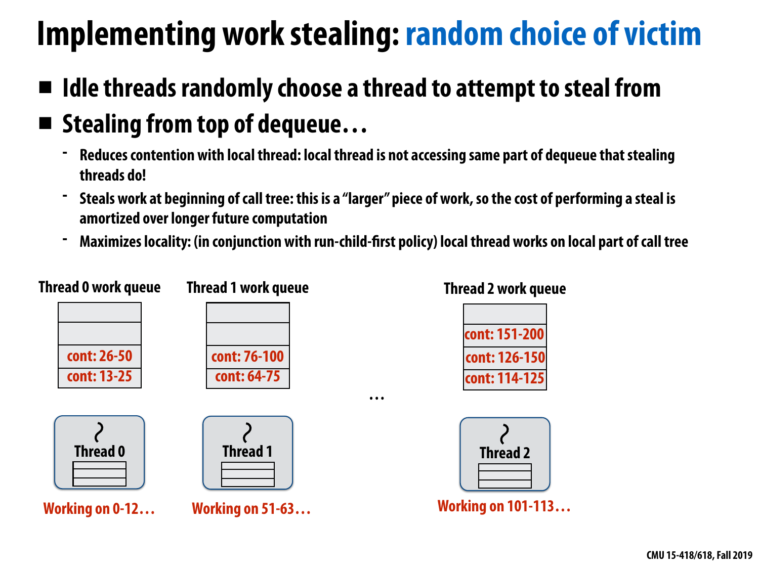# Implementing work stealing: random choice of victim

- **Idle threads randomly choose a thread to attempt to steal from**
- **Stealing from top of dequeue…**
  - Reduces contention with local thread: local thread is not accessing same part of dequeue that stealing threads do!
  - Steals work at beginning of call tree: this is a "larger" piece of work, so the cost of performing a steal is amortized over longer future computation
  - Maximizes locality: (in conjunction with run-child-first policy) local thread works on local part of call tree

Thread 0 work queue

cont: 26-50

cont: 13-25

Thread 0

Working on 0-12…

Thread 1 work queue

cont: 76-100

cont: 64-75

Thread 1

Working on 51-63…

…

Thread 2 work queue

cont: 151-200

cont: 126-150

cont: 114-125

Thread 2

Working on 101-113…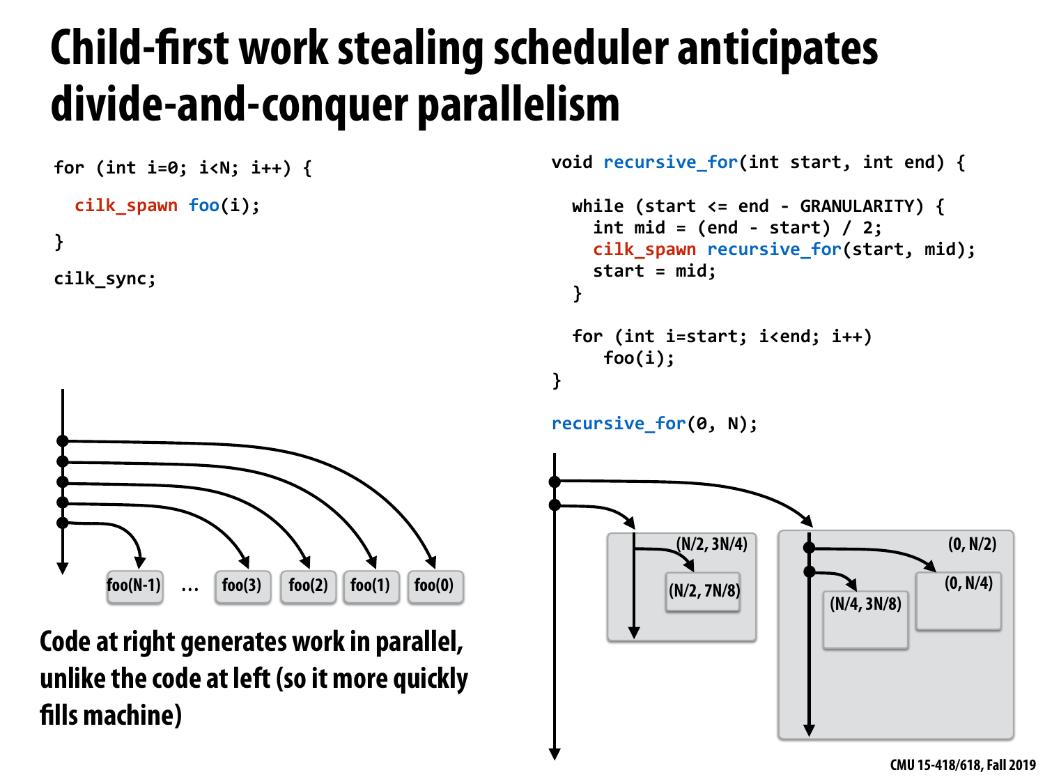# Child-first work stealing scheduler anticipates divide-and-conquer parallelism

```
for (int i=0; i<N; i++) {
  cilk_spawn foo(i);
}
cilk_sync;
```

foo(N-1) … foo(3) foo(2) foo(1) foo(0)

**Code at right generates work in parallel, unlike the code at left (so it more quickly fills machine)**

```
void recursive_for(int start, int end) {

  while (start <= end - GRANULARITY) {
    int mid = (end - start) / 2;
    cilk_spawn recursive_for(start, mid);
    start = mid;
  }

  for (int i=start; i<end; i++)
     foo(i);
}

recursive_for(0, N);
```

(N/2, 3N/4)

(N/2, 7N/8)

(0, N/2)

(0, N/4)

(N/4, 3N/8)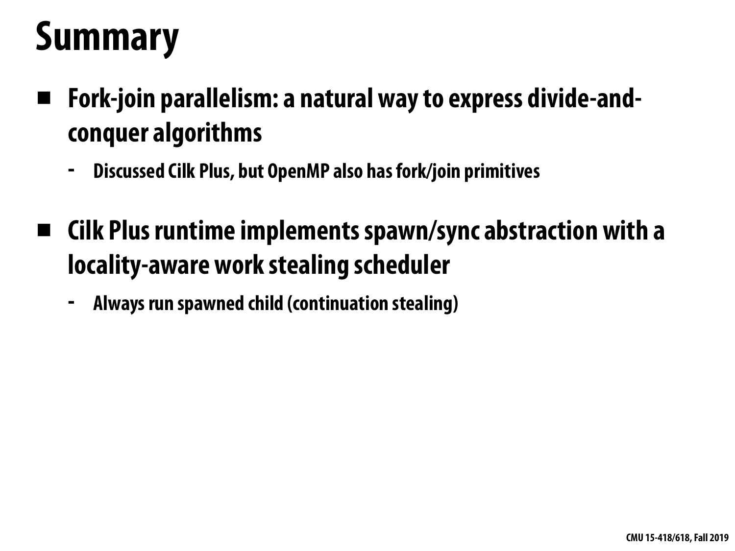# Summary

- **Fork-join parallelism: a natural way to express divide-and-conquer algorithms**
  - Discussed Cilk Plus, but OpenMP also has fork/join primitives

- **Cilk Plus runtime implements spawn/sync abstraction with a locality-aware work stealing scheduler**
  - Always run spawned child (continuation stealing)